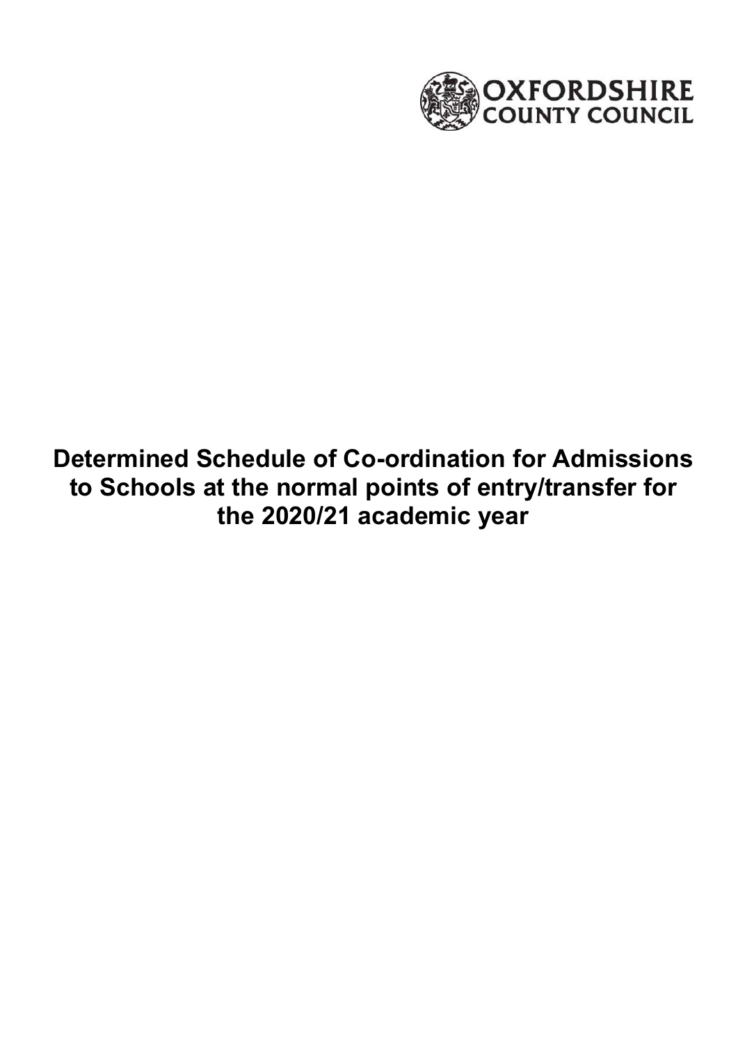OXFORDSHIRE COUNTY COUNCIL

# Determined Schedule of Co-ordination for Admissions to Schools at the normal points of entry/transfer for the 2020/21 academic year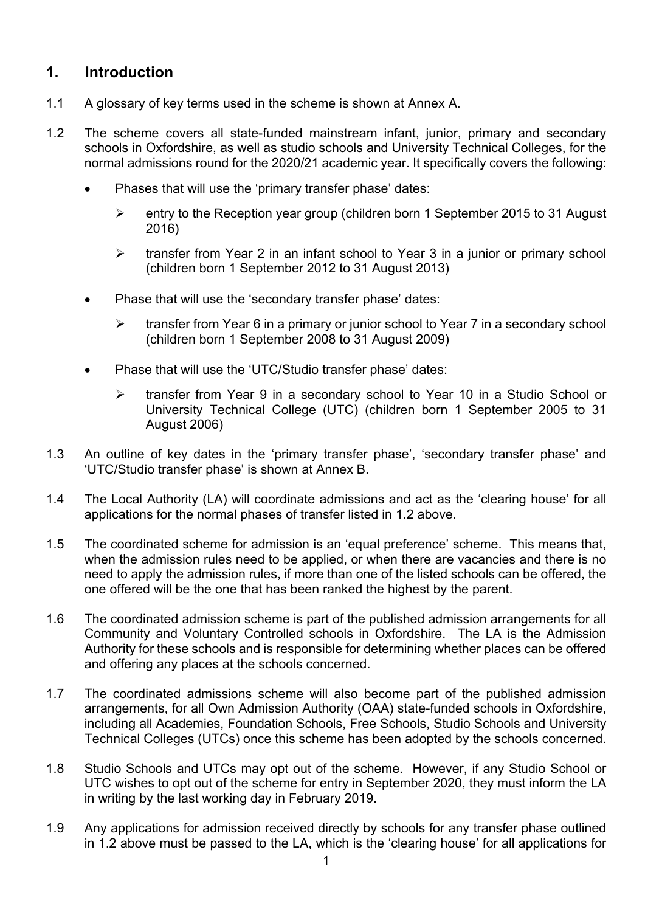## 1. Introduction

1.1 A glossary of key terms used in the scheme is shown at Annex A.

1.2 The scheme covers all state-funded mainstream infant, junior, primary and secondary schools in Oxfordshire, as well as studio schools and University Technical Colleges, for the normal admissions round for the 2020/21 academic year. It specifically covers the following:

- Phases that will use the 'primary transfer phase' dates:
  - entry to the Reception year group (children born 1 September 2015 to 31 August 2016)
  - transfer from Year 2 in an infant school to Year 3 in a junior or primary school (children born 1 September 2012 to 31 August 2013)
- Phase that will use the 'secondary transfer phase' dates:
  - transfer from Year 6 in a primary or junior school to Year 7 in a secondary school (children born 1 September 2008 to 31 August 2009)
- Phase that will use the 'UTC/Studio transfer phase' dates:
  - transfer from Year 9 in a secondary school to Year 10 in a Studio School or University Technical College (UTC) (children born 1 September 2005 to 31 August 2006)

1.3 An outline of key dates in the 'primary transfer phase', 'secondary transfer phase' and 'UTC/Studio transfer phase' is shown at Annex B.

1.4 The Local Authority (LA) will coordinate admissions and act as the 'clearing house' for all applications for the normal phases of transfer listed in 1.2 above.

1.5 The coordinated scheme for admission is an 'equal preference' scheme. This means that, when the admission rules need to be applied, or when there are vacancies and there is no need to apply the admission rules, if more than one of the listed schools can be offered, the one offered will be the one that has been ranked the highest by the parent.

1.6 The coordinated admission scheme is part of the published admission arrangements for all Community and Voluntary Controlled schools in Oxfordshire. The LA is the Admission Authority for these schools and is responsible for determining whether places can be offered and offering any places at the schools concerned.

1.7 The coordinated admissions scheme will also become part of the published admission arrangements, for all Own Admission Authority (OAA) state-funded schools in Oxfordshire, including all Academies, Foundation Schools, Free Schools, Studio Schools and University Technical Colleges (UTCs) once this scheme has been adopted by the schools concerned.

1.8 Studio Schools and UTCs may opt out of the scheme. However, if any Studio School or UTC wishes to opt out of the scheme for entry in September 2020, they must inform the LA in writing by the last working day in February 2019.

1.9 Any applications for admission received directly by schools for any transfer phase outlined in 1.2 above must be passed to the LA, which is the 'clearing house' for all applications for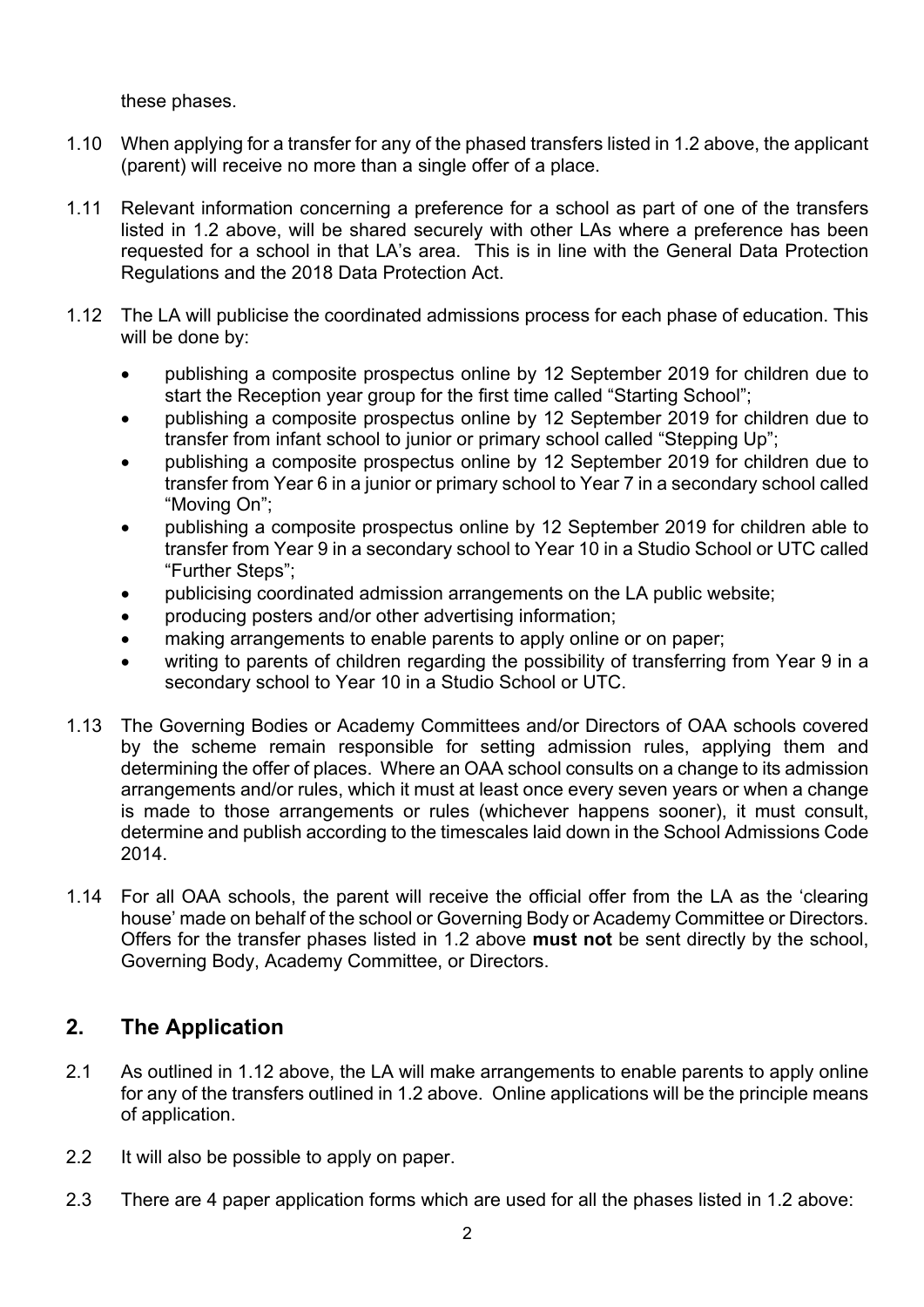these phases.

1.10 When applying for a transfer for any of the phased transfers listed in 1.2 above, the applicant (parent) will receive no more than a single offer of a place.

1.11 Relevant information concerning a preference for a school as part of one of the transfers listed in 1.2 above, will be shared securely with other LAs where a preference has been requested for a school in that LA's area. This is in line with the General Data Protection Regulations and the 2018 Data Protection Act.

1.12 The LA will publicise the coordinated admissions process for each phase of education. This will be done by:

- publishing a composite prospectus online by 12 September 2019 for children due to start the Reception year group for the first time called "Starting School";
- publishing a composite prospectus online by 12 September 2019 for children due to transfer from infant school to junior or primary school called "Stepping Up";
- publishing a composite prospectus online by 12 September 2019 for children due to transfer from Year 6 in a junior or primary school to Year 7 in a secondary school called "Moving On";
- publishing a composite prospectus online by 12 September 2019 for children able to transfer from Year 9 in a secondary school to Year 10 in a Studio School or UTC called "Further Steps";
- publicising coordinated admission arrangements on the LA public website;
- producing posters and/or other advertising information;
- making arrangements to enable parents to apply online or on paper;
- writing to parents of children regarding the possibility of transferring from Year 9 in a secondary school to Year 10 in a Studio School or UTC.

1.13 The Governing Bodies or Academy Committees and/or Directors of OAA schools covered by the scheme remain responsible for setting admission rules, applying them and determining the offer of places. Where an OAA school consults on a change to its admission arrangements and/or rules, which it must at least once every seven years or when a change is made to those arrangements or rules (whichever happens sooner), it must consult, determine and publish according to the timescales laid down in the School Admissions Code 2014.

1.14 For all OAA schools, the parent will receive the official offer from the LA as the 'clearing house' made on behalf of the school or Governing Body or Academy Committee or Directors. Offers for the transfer phases listed in 1.2 above **must not** be sent directly by the school, Governing Body, Academy Committee, or Directors.

## 2. The Application

2.1 As outlined in 1.12 above, the LA will make arrangements to enable parents to apply online for any of the transfers outlined in 1.2 above. Online applications will be the principle means of application.

2.2 It will also be possible to apply on paper.

2.3 There are 4 paper application forms which are used for all the phases listed in 1.2 above: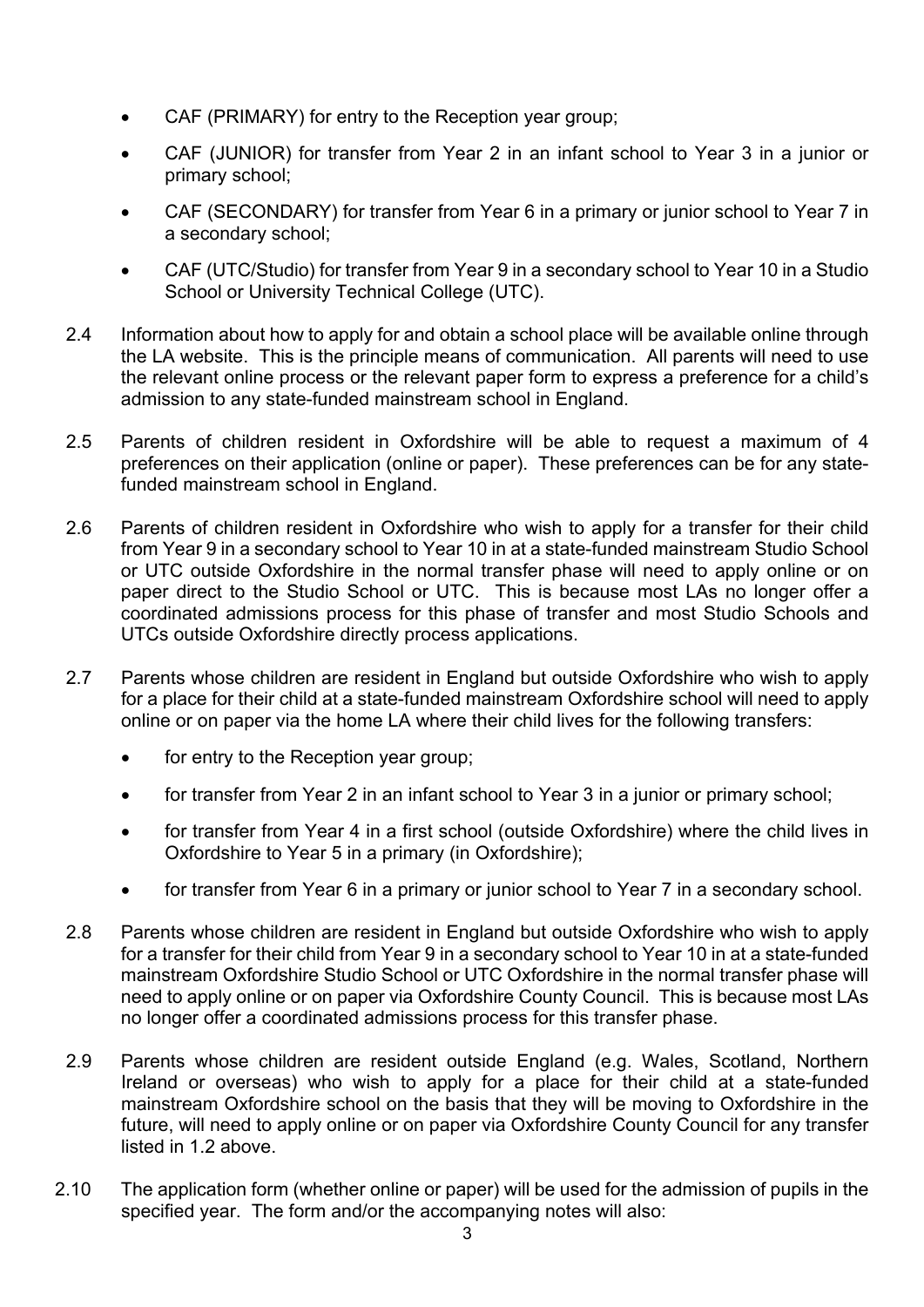- CAF (PRIMARY) for entry to the Reception year group;
- CAF (JUNIOR) for transfer from Year 2 in an infant school to Year 3 in a junior or primary school;
- CAF (SECONDARY) for transfer from Year 6 in a primary or junior school to Year 7 in a secondary school;
- CAF (UTC/Studio) for transfer from Year 9 in a secondary school to Year 10 in a Studio School or University Technical College (UTC).

2.4 Information about how to apply for and obtain a school place will be available online through the LA website. This is the principle means of communication. All parents will need to use the relevant online process or the relevant paper form to express a preference for a child's admission to any state-funded mainstream school in England.

2.5 Parents of children resident in Oxfordshire will be able to request a maximum of 4 preferences on their application (online or paper). These preferences can be for any state-funded mainstream school in England.

2.6 Parents of children resident in Oxfordshire who wish to apply for a transfer for their child from Year 9 in a secondary school to Year 10 in at a state-funded mainstream Studio School or UTC outside Oxfordshire in the normal transfer phase will need to apply online or on paper direct to the Studio School or UTC. This is because most LAs no longer offer a coordinated admissions process for this phase of transfer and most Studio Schools and UTCs outside Oxfordshire directly process applications.

2.7 Parents whose children are resident in England but outside Oxfordshire who wish to apply for a place for their child at a state-funded mainstream Oxfordshire school will need to apply online or on paper via the home LA where their child lives for the following transfers:

- for entry to the Reception year group;
- for transfer from Year 2 in an infant school to Year 3 in a junior or primary school;
- for transfer from Year 4 in a first school (outside Oxfordshire) where the child lives in Oxfordshire to Year 5 in a primary (in Oxfordshire);
- for transfer from Year 6 in a primary or junior school to Year 7 in a secondary school.

2.8 Parents whose children are resident in England but outside Oxfordshire who wish to apply for a transfer for their child from Year 9 in a secondary school to Year 10 in at a state-funded mainstream Oxfordshire Studio School or UTC Oxfordshire in the normal transfer phase will need to apply online or on paper via Oxfordshire County Council. This is because most LAs no longer offer a coordinated admissions process for this transfer phase.

2.9 Parents whose children are resident outside England (e.g. Wales, Scotland, Northern Ireland or overseas) who wish to apply for a place for their child at a state-funded mainstream Oxfordshire school on the basis that they will be moving to Oxfordshire in the future, will need to apply online or on paper via Oxfordshire County Council for any transfer listed in 1.2 above.

2.10 The application form (whether online or paper) will be used for the admission of pupils in the specified year. The form and/or the accompanying notes will also: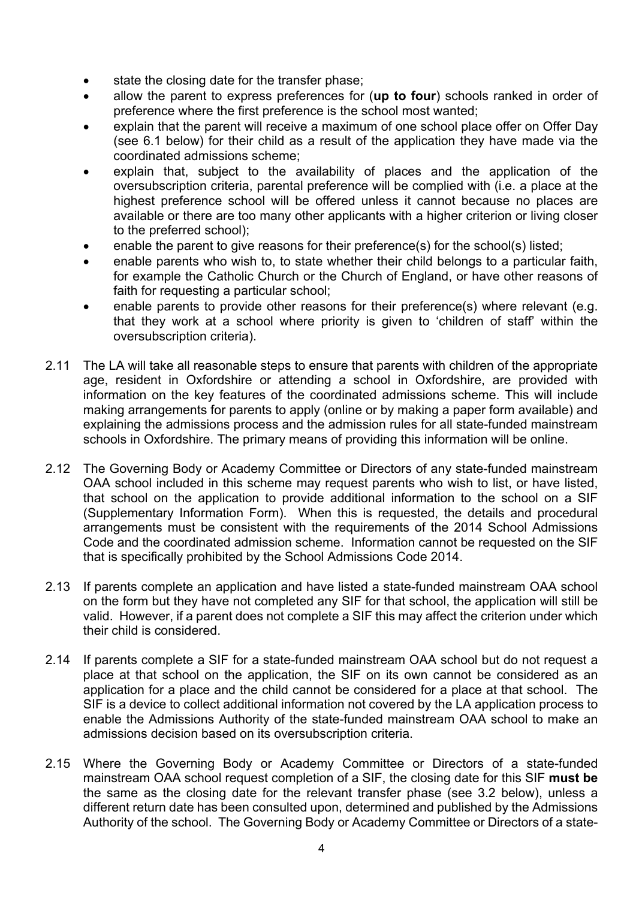- state the closing date for the transfer phase;
- allow the parent to express preferences for (**up to four**) schools ranked in order of preference where the first preference is the school most wanted;
- explain that the parent will receive a maximum of one school place offer on Offer Day (see 6.1 below) for their child as a result of the application they have made via the coordinated admissions scheme;
- explain that, subject to the availability of places and the application of the oversubscription criteria, parental preference will be complied with (i.e. a place at the highest preference school will be offered unless it cannot because no places are available or there are too many other applicants with a higher criterion or living closer to the preferred school);
- enable the parent to give reasons for their preference(s) for the school(s) listed;
- enable parents who wish to, to state whether their child belongs to a particular faith, for example the Catholic Church or the Church of England, or have other reasons of faith for requesting a particular school;
- enable parents to provide other reasons for their preference(s) where relevant (e.g. that they work at a school where priority is given to 'children of staff' within the oversubscription criteria).

2.11 The LA will take all reasonable steps to ensure that parents with children of the appropriate age, resident in Oxfordshire or attending a school in Oxfordshire, are provided with information on the key features of the coordinated admissions scheme. This will include making arrangements for parents to apply (online or by making a paper form available) and explaining the admissions process and the admission rules for all state-funded mainstream schools in Oxfordshire. The primary means of providing this information will be online.

2.12 The Governing Body or Academy Committee or Directors of any state-funded mainstream OAA school included in this scheme may request parents who wish to list, or have listed, that school on the application to provide additional information to the school on a SIF (Supplementary Information Form). When this is requested, the details and procedural arrangements must be consistent with the requirements of the 2014 School Admissions Code and the coordinated admission scheme. Information cannot be requested on the SIF that is specifically prohibited by the School Admissions Code 2014.

2.13 If parents complete an application and have listed a state-funded mainstream OAA school on the form but they have not completed any SIF for that school, the application will still be valid. However, if a parent does not complete a SIF this may affect the criterion under which their child is considered.

2.14 If parents complete a SIF for a state-funded mainstream OAA school but do not request a place at that school on the application, the SIF on its own cannot be considered as an application for a place and the child cannot be considered for a place at that school. The SIF is a device to collect additional information not covered by the LA application process to enable the Admissions Authority of the state-funded mainstream OAA school to make an admissions decision based on its oversubscription criteria.

2.15 Where the Governing Body or Academy Committee or Directors of a state-funded mainstream OAA school request completion of a SIF, the closing date for this SIF **must be** the same as the closing date for the relevant transfer phase (see 3.2 below), unless a different return date has been consulted upon, determined and published by the Admissions Authority of the school. The Governing Body or Academy Committee or Directors of a state-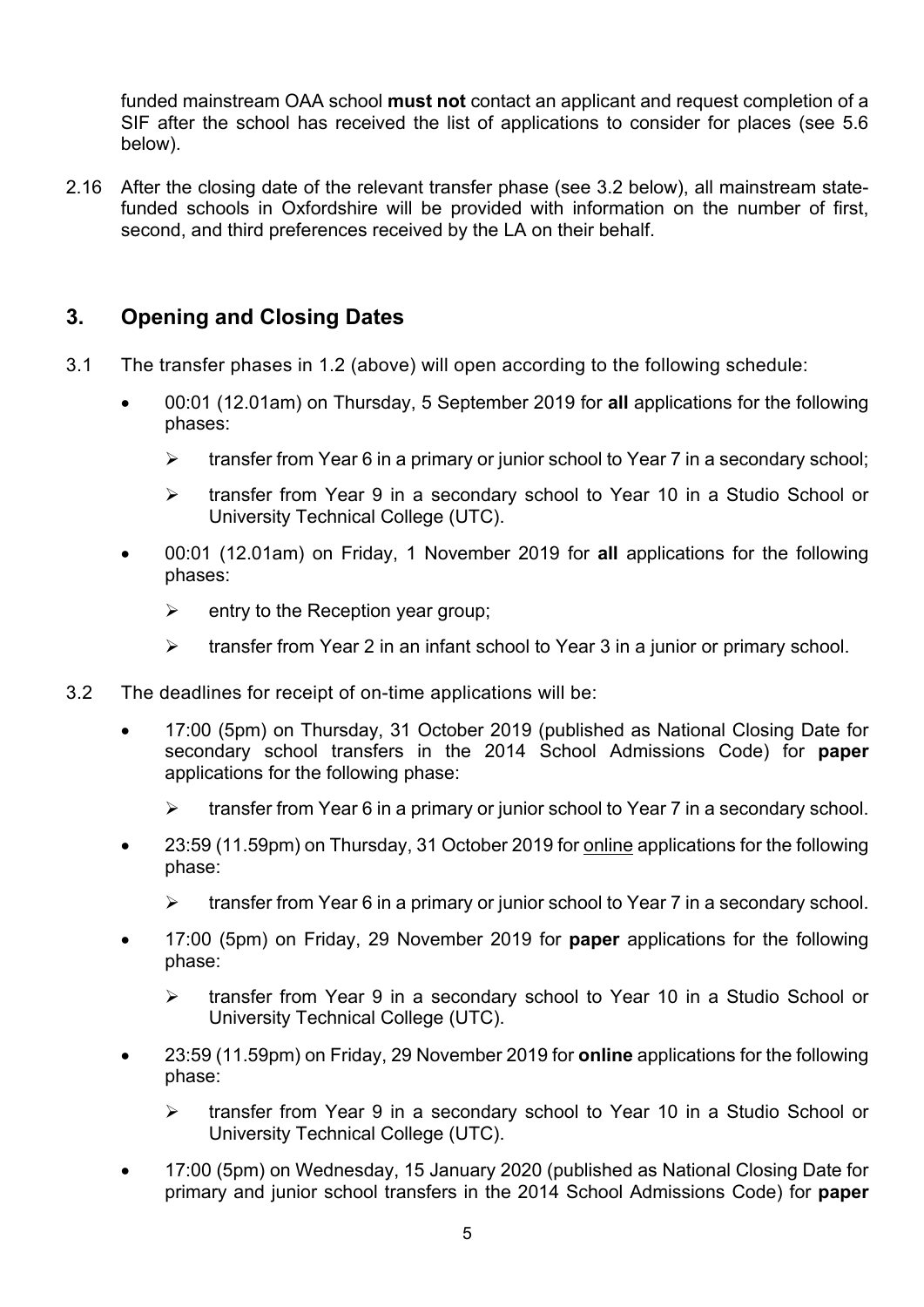funded mainstream OAA school **must not** contact an applicant and request completion of a SIF after the school has received the list of applications to consider for places (see 5.6 below).

2.16 After the closing date of the relevant transfer phase (see 3.2 below), all mainstream state-funded schools in Oxfordshire will be provided with information on the number of first, second, and third preferences received by the LA on their behalf.

## 3. Opening and Closing Dates

3.1 The transfer phases in 1.2 (above) will open according to the following schedule:

- 00:01 (12.01am) on Thursday, 5 September 2019 for **all** applications for the following phases:
  - transfer from Year 6 in a primary or junior school to Year 7 in a secondary school;
  - transfer from Year 9 in a secondary school to Year 10 in a Studio School or University Technical College (UTC).
- 00:01 (12.01am) on Friday, 1 November 2019 for **all** applications for the following phases:
  - entry to the Reception year group;
  - transfer from Year 2 in an infant school to Year 3 in a junior or primary school.

3.2 The deadlines for receipt of on-time applications will be:

- 17:00 (5pm) on Thursday, 31 October 2019 (published as National Closing Date for secondary school transfers in the 2014 School Admissions Code) for **paper** applications for the following phase:
  - transfer from Year 6 in a primary or junior school to Year 7 in a secondary school.
- 23:59 (11.59pm) on Thursday, 31 October 2019 for <u>online</u> applications for the following phase:
  - transfer from Year 6 in a primary or junior school to Year 7 in a secondary school.
- 17:00 (5pm) on Friday, 29 November 2019 for **paper** applications for the following phase:
  - transfer from Year 9 in a secondary school to Year 10 in a Studio School or University Technical College (UTC).
- 23:59 (11.59pm) on Friday, 29 November 2019 for **online** applications for the following phase:
  - transfer from Year 9 in a secondary school to Year 10 in a Studio School or University Technical College (UTC).
- 17:00 (5pm) on Wednesday, 15 January 2020 (published as National Closing Date for primary and junior school transfers in the 2014 School Admissions Code) for **paper**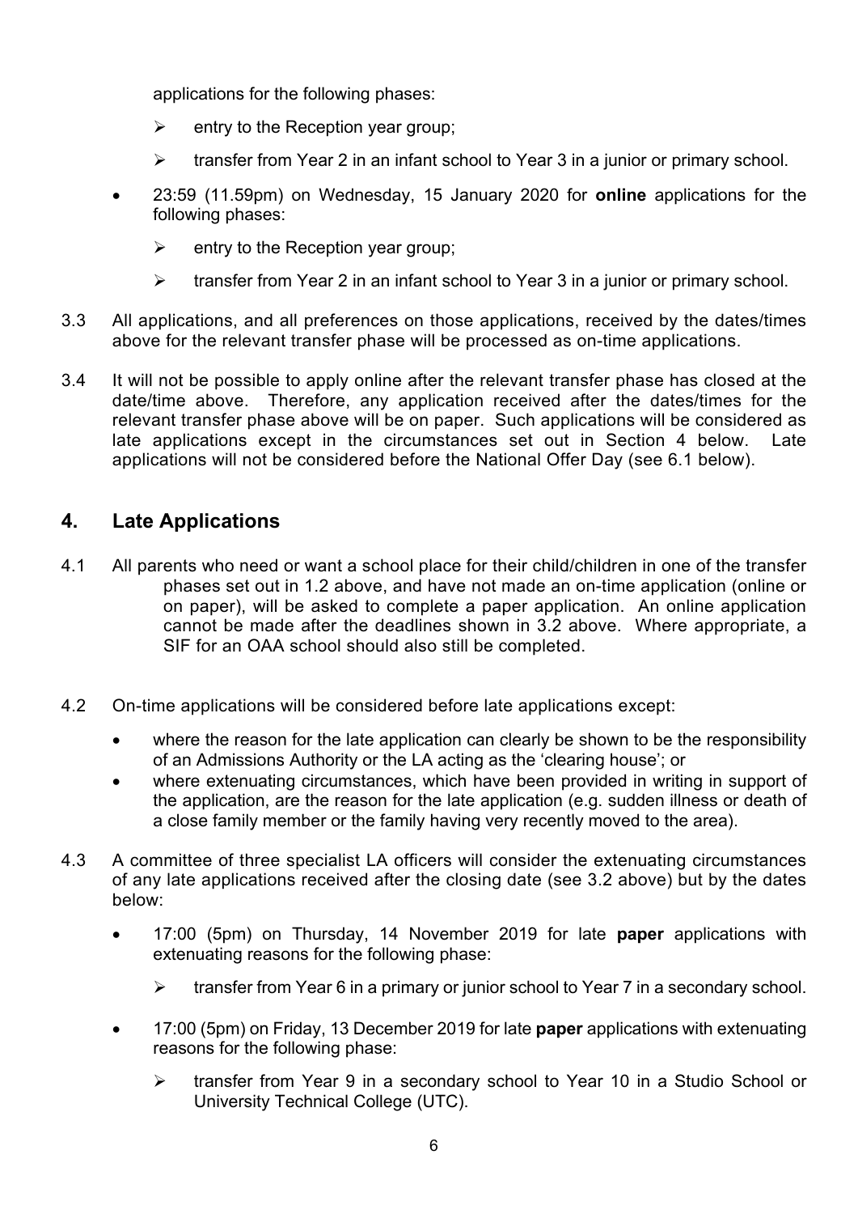applications for the following phases:

- ➢ entry to the Reception year group;
- ➢ transfer from Year 2 in an infant school to Year 3 in a junior or primary school.

- 23:59 (11.59pm) on Wednesday, 15 January 2020 for **online** applications for the following phases:
  - ➢ entry to the Reception year group;
  - ➢ transfer from Year 2 in an infant school to Year 3 in a junior or primary school.

3.3 All applications, and all preferences on those applications, received by the dates/times above for the relevant transfer phase will be processed as on-time applications.

3.4 It will not be possible to apply online after the relevant transfer phase has closed at the date/time above. Therefore, any application received after the dates/times for the relevant transfer phase above will be on paper. Such applications will be considered as late applications except in the circumstances set out in Section 4 below. Late applications will not be considered before the National Offer Day (see 6.1 below).

## 4. Late Applications

4.1 All parents who need or want a school place for their child/children in one of the transfer phases set out in 1.2 above, and have not made an on-time application (online or on paper), will be asked to complete a paper application. An online application cannot be made after the deadlines shown in 3.2 above. Where appropriate, a SIF for an OAA school should also still be completed.

4.2 On-time applications will be considered before late applications except:

- where the reason for the late application can clearly be shown to be the responsibility of an Admissions Authority or the LA acting as the 'clearing house'; or
- where extenuating circumstances, which have been provided in writing in support of the application, are the reason for the late application (e.g. sudden illness or death of a close family member or the family having very recently moved to the area).

4.3 A committee of three specialist LA officers will consider the extenuating circumstances of any late applications received after the closing date (see 3.2 above) but by the dates below:

- 17:00 (5pm) on Thursday, 14 November 2019 for late **paper** applications with extenuating reasons for the following phase:
  - ➢ transfer from Year 6 in a primary or junior school to Year 7 in a secondary school.
- 17:00 (5pm) on Friday, 13 December 2019 for late **paper** applications with extenuating reasons for the following phase:
  - ➢ transfer from Year 9 in a secondary school to Year 10 in a Studio School or University Technical College (UTC).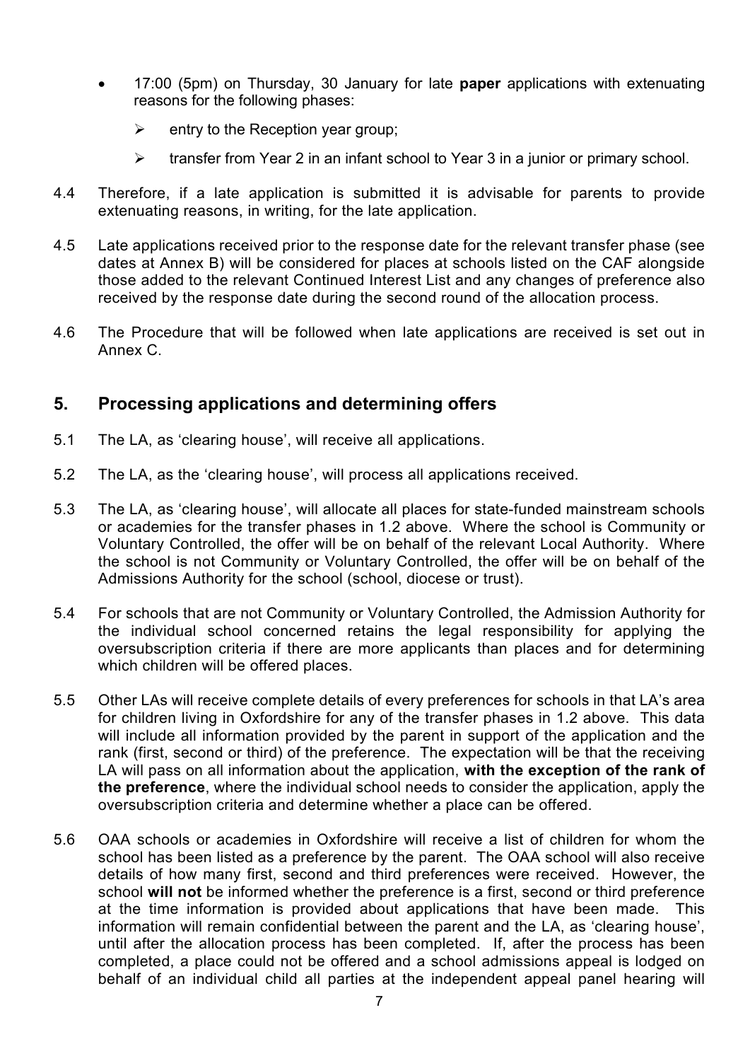- 17:00 (5pm) on Thursday, 30 January for late **paper** applications with extenuating reasons for the following phases:
  - entry to the Reception year group;
  - transfer from Year 2 in an infant school to Year 3 in a junior or primary school.

4.4 Therefore, if a late application is submitted it is advisable for parents to provide extenuating reasons, in writing, for the late application.

4.5 Late applications received prior to the response date for the relevant transfer phase (see dates at Annex B) will be considered for places at schools listed on the CAF alongside those added to the relevant Continued Interest List and any changes of preference also received by the response date during the second round of the allocation process.

4.6 The Procedure that will be followed when late applications are received is set out in Annex C.

## 5. Processing applications and determining offers

5.1 The LA, as 'clearing house', will receive all applications.

5.2 The LA, as the 'clearing house', will process all applications received.

5.3 The LA, as 'clearing house', will allocate all places for state-funded mainstream schools or academies for the transfer phases in 1.2 above. Where the school is Community or Voluntary Controlled, the offer will be on behalf of the relevant Local Authority. Where the school is not Community or Voluntary Controlled, the offer will be on behalf of the Admissions Authority for the school (school, diocese or trust).

5.4 For schools that are not Community or Voluntary Controlled, the Admission Authority for the individual school concerned retains the legal responsibility for applying the oversubscription criteria if there are more applicants than places and for determining which children will be offered places.

5.5 Other LAs will receive complete details of every preferences for schools in that LA's area for children living in Oxfordshire for any of the transfer phases in 1.2 above. This data will include all information provided by the parent in support of the application and the rank (first, second or third) of the preference. The expectation will be that the receiving LA will pass on all information about the application, **with the exception of the rank of the preference**, where the individual school needs to consider the application, apply the oversubscription criteria and determine whether a place can be offered.

5.6 OAA schools or academies in Oxfordshire will receive a list of children for whom the school has been listed as a preference by the parent. The OAA school will also receive details of how many first, second and third preferences were received. However, the school **will not** be informed whether the preference is a first, second or third preference at the time information is provided about applications that have been made. This information will remain confidential between the parent and the LA, as 'clearing house', until after the allocation process has been completed. If, after the process has been completed, a place could not be offered and a school admissions appeal is lodged on behalf of an individual child all parties at the independent appeal panel hearing will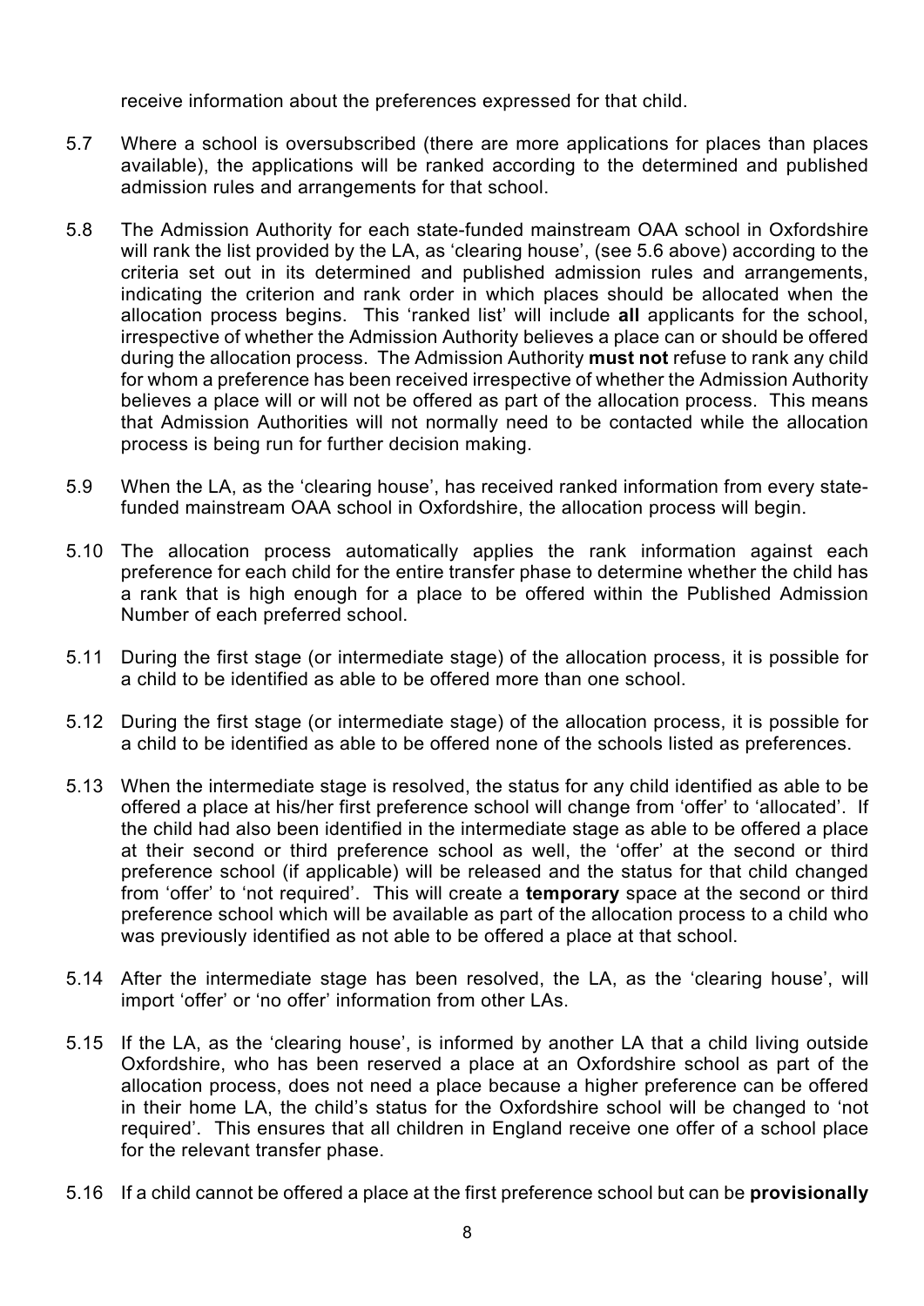receive information about the preferences expressed for that child.

5.7 Where a school is oversubscribed (there are more applications for places than places available), the applications will be ranked according to the determined and published admission rules and arrangements for that school.

5.8 The Admission Authority for each state-funded mainstream OAA school in Oxfordshire will rank the list provided by the LA, as 'clearing house', (see 5.6 above) according to the criteria set out in its determined and published admission rules and arrangements, indicating the criterion and rank order in which places should be allocated when the allocation process begins. This 'ranked list' will include **all** applicants for the school, irrespective of whether the Admission Authority believes a place can or should be offered during the allocation process. The Admission Authority **must not** refuse to rank any child for whom a preference has been received irrespective of whether the Admission Authority believes a place will or will not be offered as part of the allocation process. This means that Admission Authorities will not normally need to be contacted while the allocation process is being run for further decision making.

5.9 When the LA, as the 'clearing house', has received ranked information from every state-funded mainstream OAA school in Oxfordshire, the allocation process will begin.

5.10 The allocation process automatically applies the rank information against each preference for each child for the entire transfer phase to determine whether the child has a rank that is high enough for a place to be offered within the Published Admission Number of each preferred school.

5.11 During the first stage (or intermediate stage) of the allocation process, it is possible for a child to be identified as able to be offered more than one school.

5.12 During the first stage (or intermediate stage) of the allocation process, it is possible for a child to be identified as able to be offered none of the schools listed as preferences.

5.13 When the intermediate stage is resolved, the status for any child identified as able to be offered a place at his/her first preference school will change from 'offer' to 'allocated'. If the child had also been identified in the intermediate stage as able to be offered a place at their second or third preference school as well, the 'offer' at the second or third preference school (if applicable) will be released and the status for that child changed from 'offer' to 'not required'. This will create a **temporary** space at the second or third preference school which will be available as part of the allocation process to a child who was previously identified as not able to be offered a place at that school.

5.14 After the intermediate stage has been resolved, the LA, as the 'clearing house', will import 'offer' or 'no offer' information from other LAs.

5.15 If the LA, as the 'clearing house', is informed by another LA that a child living outside Oxfordshire, who has been reserved a place at an Oxfordshire school as part of the allocation process, does not need a place because a higher preference can be offered in their home LA, the child's status for the Oxfordshire school will be changed to 'not required'. This ensures that all children in England receive one offer of a school place for the relevant transfer phase.

5.16 If a child cannot be offered a place at the first preference school but can be **provisionally**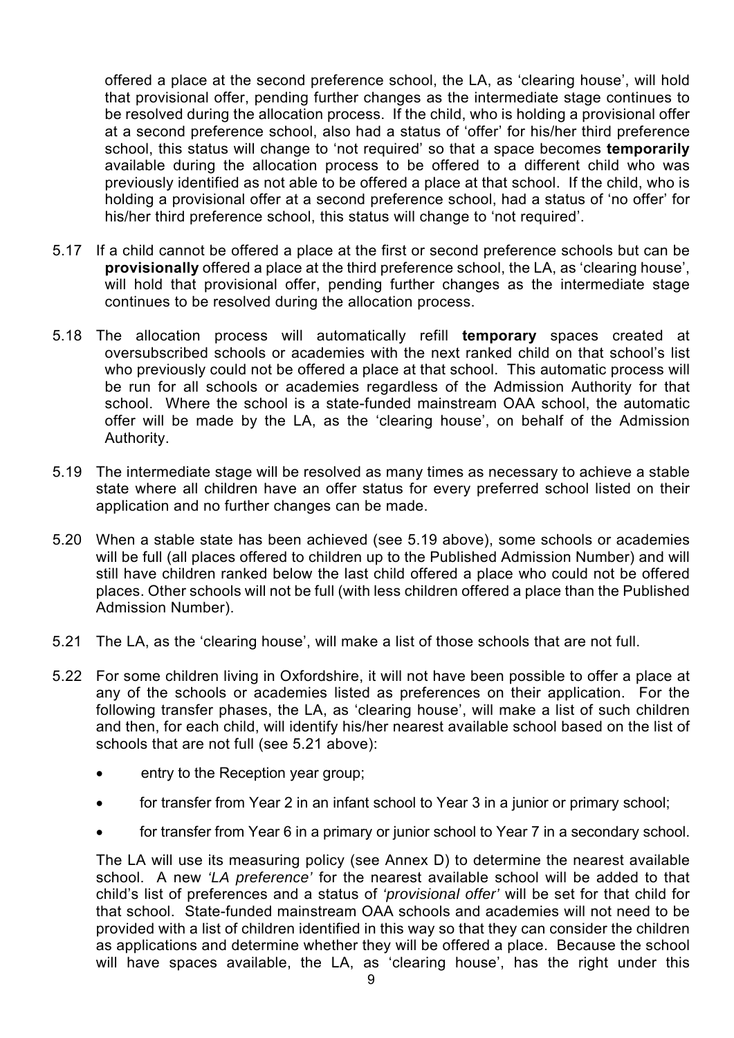offered a place at the second preference school, the LA, as 'clearing house', will hold that provisional offer, pending further changes as the intermediate stage continues to be resolved during the allocation process. If the child, who is holding a provisional offer at a second preference school, also had a status of 'offer' for his/her third preference school, this status will change to 'not required' so that a space becomes **temporarily** available during the allocation process to be offered to a different child who was previously identified as not able to be offered a place at that school. If the child, who is holding a provisional offer at a second preference school, had a status of 'no offer' for his/her third preference school, this status will change to 'not required'.

5.17 If a child cannot be offered a place at the first or second preference schools but can be **provisionally** offered a place at the third preference school, the LA, as 'clearing house', will hold that provisional offer, pending further changes as the intermediate stage continues to be resolved during the allocation process.

5.18 The allocation process will automatically refill **temporary** spaces created at oversubscribed schools or academies with the next ranked child on that school's list who previously could not be offered a place at that school. This automatic process will be run for all schools or academies regardless of the Admission Authority for that school. Where the school is a state-funded mainstream OAA school, the automatic offer will be made by the LA, as the 'clearing house', on behalf of the Admission Authority.

5.19 The intermediate stage will be resolved as many times as necessary to achieve a stable state where all children have an offer status for every preferred school listed on their application and no further changes can be made.

5.20 When a stable state has been achieved (see 5.19 above), some schools or academies will be full (all places offered to children up to the Published Admission Number) and will still have children ranked below the last child offered a place who could not be offered places. Other schools will not be full (with less children offered a place than the Published Admission Number).

5.21 The LA, as the 'clearing house', will make a list of those schools that are not full.

5.22 For some children living in Oxfordshire, it will not have been possible to offer a place at any of the schools or academies listed as preferences on their application. For the following transfer phases, the LA, as 'clearing house', will make a list of such children and then, for each child, will identify his/her nearest available school based on the list of schools that are not full (see 5.21 above):

- entry to the Reception year group;
- for transfer from Year 2 in an infant school to Year 3 in a junior or primary school;
- for transfer from Year 6 in a primary or junior school to Year 7 in a secondary school.

The LA will use its measuring policy (see Annex D) to determine the nearest available school. A new *'LA preference'* for the nearest available school will be added to that child's list of preferences and a status of *'provisional offer'* will be set for that child for that school. State-funded mainstream OAA schools and academies will not need to be provided with a list of children identified in this way so that they can consider the children as applications and determine whether they will be offered a place. Because the school will have spaces available, the LA, as 'clearing house', has the right under this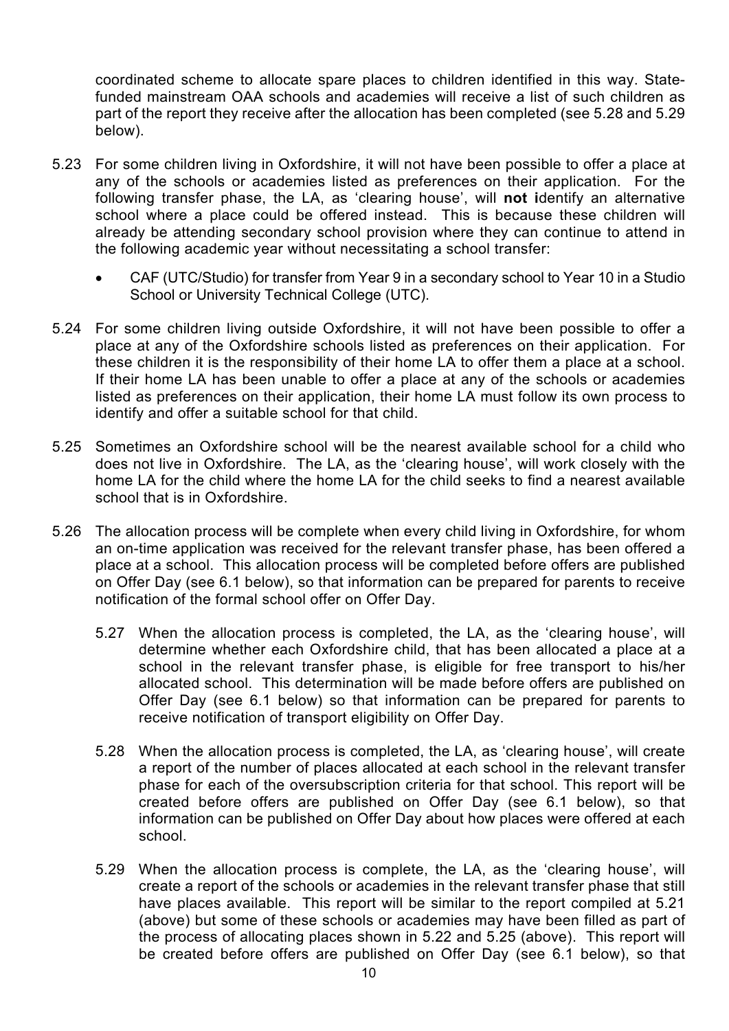coordinated scheme to allocate spare places to children identified in this way. State-funded mainstream OAA schools and academies will receive a list of such children as part of the report they receive after the allocation has been completed (see 5.28 and 5.29 below).

5.23 For some children living in Oxfordshire, it will not have been possible to offer a place at any of the schools or academies listed as preferences on their application. For the following transfer phase, the LA, as 'clearing house', will **not i**dentify an alternative school where a place could be offered instead. This is because these children will already be attending secondary school provision where they can continue to attend in the following academic year without necessitating a school transfer:

- CAF (UTC/Studio) for transfer from Year 9 in a secondary school to Year 10 in a Studio School or University Technical College (UTC).

5.24 For some children living outside Oxfordshire, it will not have been possible to offer a place at any of the Oxfordshire schools listed as preferences on their application. For these children it is the responsibility of their home LA to offer them a place at a school. If their home LA has been unable to offer a place at any of the schools or academies listed as preferences on their application, their home LA must follow its own process to identify and offer a suitable school for that child.

5.25 Sometimes an Oxfordshire school will be the nearest available school for a child who does not live in Oxfordshire. The LA, as the 'clearing house', will work closely with the home LA for the child where the home LA for the child seeks to find a nearest available school that is in Oxfordshire.

5.26 The allocation process will be complete when every child living in Oxfordshire, for whom an on-time application was received for the relevant transfer phase, has been offered a place at a school. This allocation process will be completed before offers are published on Offer Day (see 6.1 below), so that information can be prepared for parents to receive notification of the formal school offer on Offer Day.

5.27 When the allocation process is completed, the LA, as the 'clearing house', will determine whether each Oxfordshire child, that has been allocated a place at a school in the relevant transfer phase, is eligible for free transport to his/her allocated school. This determination will be made before offers are published on Offer Day (see 6.1 below) so that information can be prepared for parents to receive notification of transport eligibility on Offer Day.

5.28 When the allocation process is completed, the LA, as 'clearing house', will create a report of the number of places allocated at each school in the relevant transfer phase for each of the oversubscription criteria for that school. This report will be created before offers are published on Offer Day (see 6.1 below), so that information can be published on Offer Day about how places were offered at each school.

5.29 When the allocation process is complete, the LA, as the 'clearing house', will create a report of the schools or academies in the relevant transfer phase that still have places available. This report will be similar to the report compiled at 5.21 (above) but some of these schools or academies may have been filled as part of the process of allocating places shown in 5.22 and 5.25 (above). This report will be created before offers are published on Offer Day (see 6.1 below), so that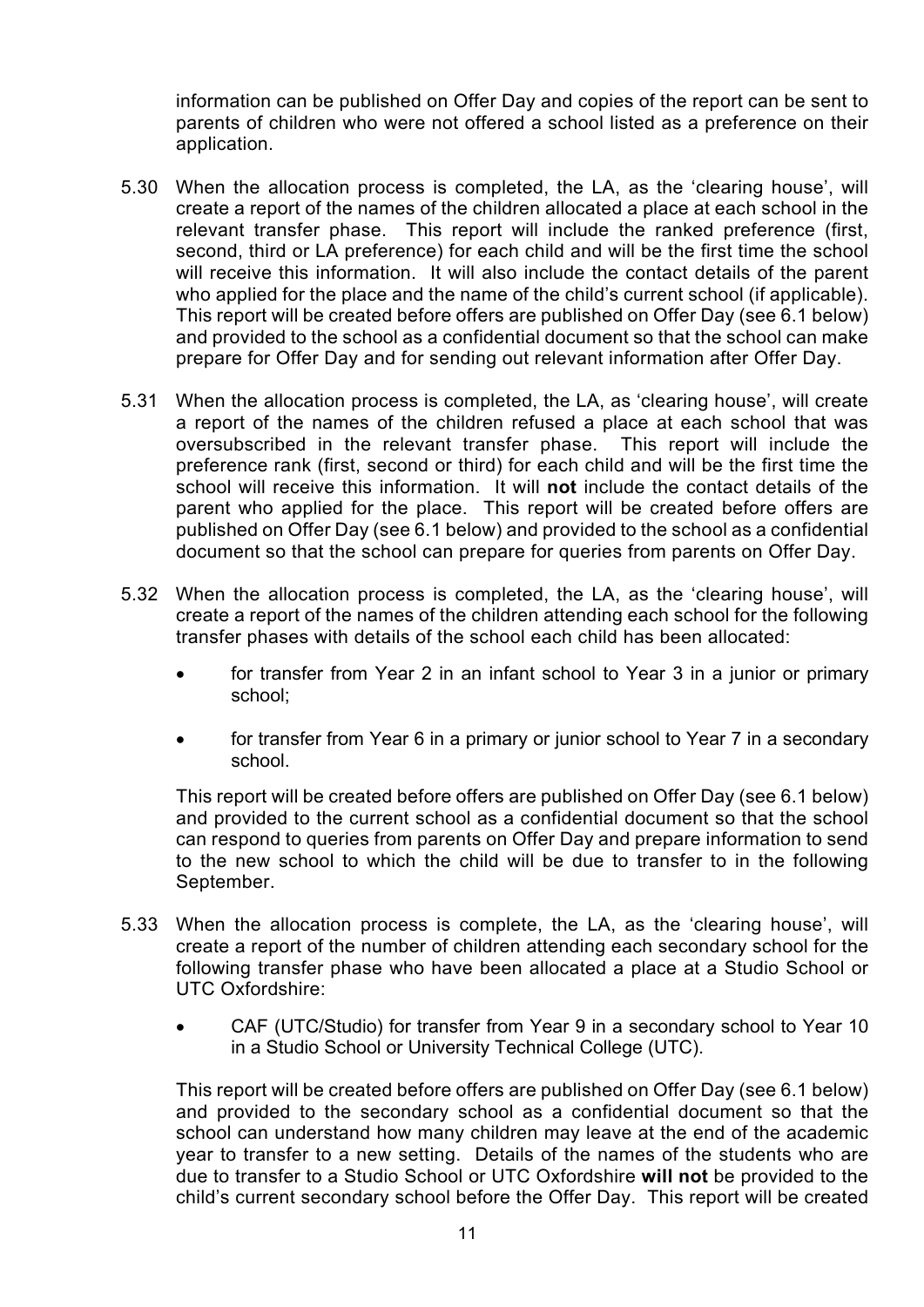information can be published on Offer Day and copies of the report can be sent to parents of children who were not offered a school listed as a preference on their application.

5.30 When the allocation process is completed, the LA, as the 'clearing house', will create a report of the names of the children allocated a place at each school in the relevant transfer phase. This report will include the ranked preference (first, second, third or LA preference) for each child and will be the first time the school will receive this information. It will also include the contact details of the parent who applied for the place and the name of the child's current school (if applicable). This report will be created before offers are published on Offer Day (see 6.1 below) and provided to the school as a confidential document so that the school can make prepare for Offer Day and for sending out relevant information after Offer Day.

5.31 When the allocation process is completed, the LA, as 'clearing house', will create a report of the names of the children refused a place at each school that was oversubscribed in the relevant transfer phase. This report will include the preference rank (first, second or third) for each child and will be the first time the school will receive this information. It will **not** include the contact details of the parent who applied for the place. This report will be created before offers are published on Offer Day (see 6.1 below) and provided to the school as a confidential document so that the school can prepare for queries from parents on Offer Day.

5.32 When the allocation process is completed, the LA, as the 'clearing house', will create a report of the names of the children attending each school for the following transfer phases with details of the school each child has been allocated:

- for transfer from Year 2 in an infant school to Year 3 in a junior or primary school;
- for transfer from Year 6 in a primary or junior school to Year 7 in a secondary school.

This report will be created before offers are published on Offer Day (see 6.1 below) and provided to the current school as a confidential document so that the school can respond to queries from parents on Offer Day and prepare information to send to the new school to which the child will be due to transfer to in the following September.

5.33 When the allocation process is complete, the LA, as the 'clearing house', will create a report of the number of children attending each secondary school for the following transfer phase who have been allocated a place at a Studio School or UTC Oxfordshire:

- CAF (UTC/Studio) for transfer from Year 9 in a secondary school to Year 10 in a Studio School or University Technical College (UTC).

This report will be created before offers are published on Offer Day (see 6.1 below) and provided to the secondary school as a confidential document so that the school can understand how many children may leave at the end of the academic year to transfer to a new setting. Details of the names of the students who are due to transfer to a Studio School or UTC Oxfordshire **will not** be provided to the child's current secondary school before the Offer Day. This report will be created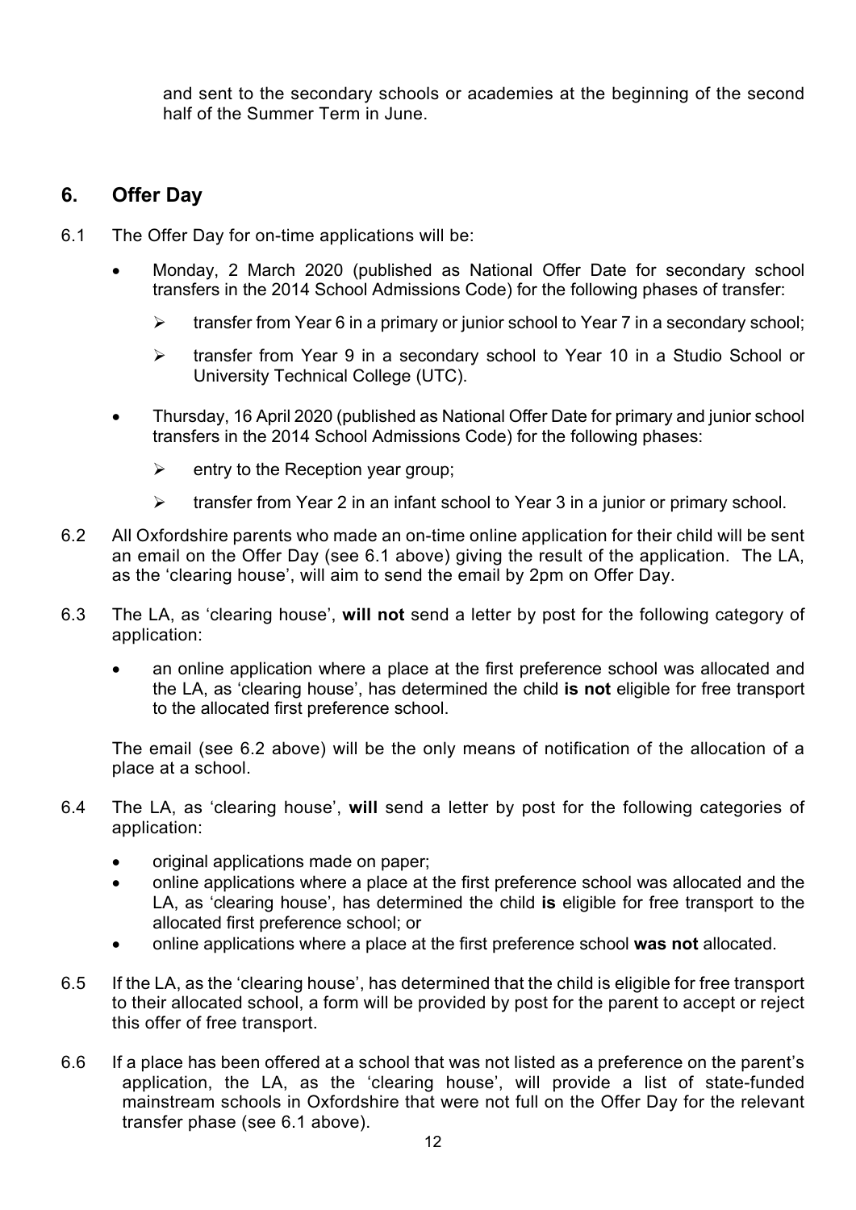and sent to the secondary schools or academies at the beginning of the second half of the Summer Term in June.

## 6. Offer Day

6.1 The Offer Day for on-time applications will be:

- Monday, 2 March 2020 (published as National Offer Date for secondary school transfers in the 2014 School Admissions Code) for the following phases of transfer:
  - transfer from Year 6 in a primary or junior school to Year 7 in a secondary school;
  - transfer from Year 9 in a secondary school to Year 10 in a Studio School or University Technical College (UTC).
- Thursday, 16 April 2020 (published as National Offer Date for primary and junior school transfers in the 2014 School Admissions Code) for the following phases:
  - entry to the Reception year group;
  - transfer from Year 2 in an infant school to Year 3 in a junior or primary school.

6.2 All Oxfordshire parents who made an on-time online application for their child will be sent an email on the Offer Day (see 6.1 above) giving the result of the application. The LA, as the 'clearing house', will aim to send the email by 2pm on Offer Day.

6.3 The LA, as 'clearing house', **will not** send a letter by post for the following category of application:

- an online application where a place at the first preference school was allocated and the LA, as 'clearing house', has determined the child **is not** eligible for free transport to the allocated first preference school.

The email (see 6.2 above) will be the only means of notification of the allocation of a place at a school.

6.4 The LA, as 'clearing house', **will** send a letter by post for the following categories of application:

- original applications made on paper;
- online applications where a place at the first preference school was allocated and the LA, as 'clearing house', has determined the child **is** eligible for free transport to the allocated first preference school; or
- online applications where a place at the first preference school **was not** allocated.

6.5 If the LA, as the 'clearing house', has determined that the child is eligible for free transport to their allocated school, a form will be provided by post for the parent to accept or reject this offer of free transport.

6.6 If a place has been offered at a school that was not listed as a preference on the parent's application, the LA, as the 'clearing house', will provide a list of state-funded mainstream schools in Oxfordshire that were not full on the Offer Day for the relevant transfer phase (see 6.1 above).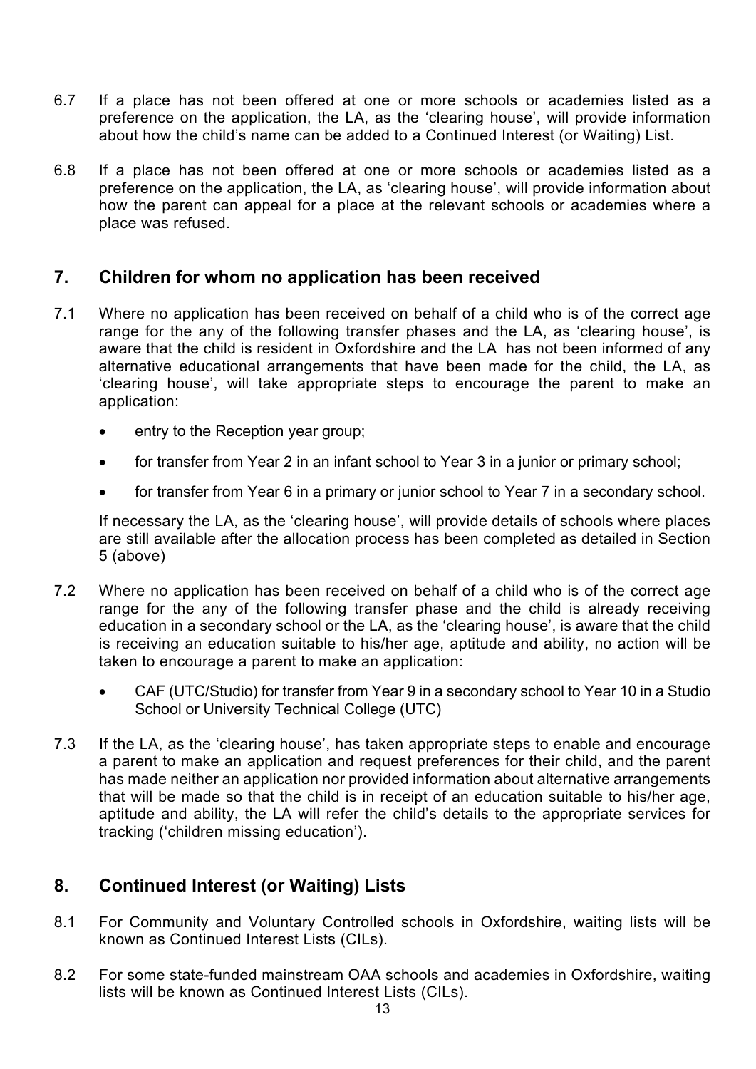6.7 If a place has not been offered at one or more schools or academies listed as a preference on the application, the LA, as the 'clearing house', will provide information about how the child's name can be added to a Continued Interest (or Waiting) List.

6.8 If a place has not been offered at one or more schools or academies listed as a preference on the application, the LA, as 'clearing house', will provide information about how the parent can appeal for a place at the relevant schools or academies where a place was refused.

## 7. Children for whom no application has been received

7.1 Where no application has been received on behalf of a child who is of the correct age range for the any of the following transfer phases and the LA, as 'clearing house', is aware that the child is resident in Oxfordshire and the LA has not been informed of any alternative educational arrangements that have been made for the child, the LA, as 'clearing house', will take appropriate steps to encourage the parent to make an application:

- entry to the Reception year group;
- for transfer from Year 2 in an infant school to Year 3 in a junior or primary school;
- for transfer from Year 6 in a primary or junior school to Year 7 in a secondary school.

If necessary the LA, as the 'clearing house', will provide details of schools where places are still available after the allocation process has been completed as detailed in Section 5 (above)

7.2 Where no application has been received on behalf of a child who is of the correct age range for the any of the following transfer phase and the child is already receiving education in a secondary school or the LA, as the 'clearing house', is aware that the child is receiving an education suitable to his/her age, aptitude and ability, no action will be taken to encourage a parent to make an application:

- CAF (UTC/Studio) for transfer from Year 9 in a secondary school to Year 10 in a Studio School or University Technical College (UTC)

7.3 If the LA, as the 'clearing house', has taken appropriate steps to enable and encourage a parent to make an application and request preferences for their child, and the parent has made neither an application nor provided information about alternative arrangements that will be made so that the child is in receipt of an education suitable to his/her age, aptitude and ability, the LA will refer the child's details to the appropriate services for tracking ('children missing education').

## 8. Continued Interest (or Waiting) Lists

8.1 For Community and Voluntary Controlled schools in Oxfordshire, waiting lists will be known as Continued Interest Lists (CILs).

8.2 For some state-funded mainstream OAA schools and academies in Oxfordshire, waiting lists will be known as Continued Interest Lists (CILs).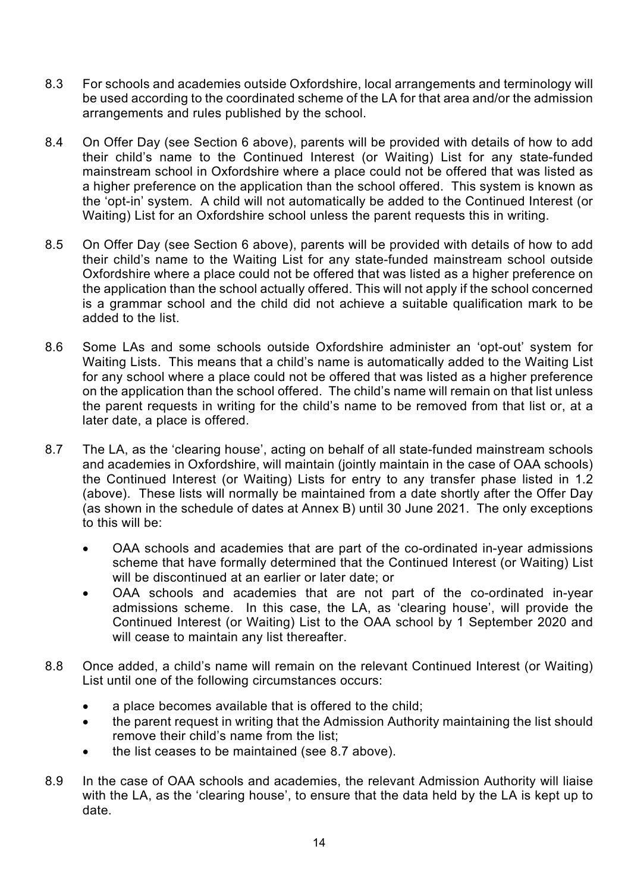8.3 For schools and academies outside Oxfordshire, local arrangements and terminology will be used according to the coordinated scheme of the LA for that area and/or the admission arrangements and rules published by the school.

8.4 On Offer Day (see Section 6 above), parents will be provided with details of how to add their child's name to the Continued Interest (or Waiting) List for any state-funded mainstream school in Oxfordshire where a place could not be offered that was listed as a higher preference on the application than the school offered. This system is known as the 'opt-in' system. A child will not automatically be added to the Continued Interest (or Waiting) List for an Oxfordshire school unless the parent requests this in writing.

8.5 On Offer Day (see Section 6 above), parents will be provided with details of how to add their child's name to the Waiting List for any state-funded mainstream school outside Oxfordshire where a place could not be offered that was listed as a higher preference on the application than the school actually offered. This will not apply if the school concerned is a grammar school and the child did not achieve a suitable qualification mark to be added to the list.

8.6 Some LAs and some schools outside Oxfordshire administer an 'opt-out' system for Waiting Lists. This means that a child's name is automatically added to the Waiting List for any school where a place could not be offered that was listed as a higher preference on the application than the school offered. The child's name will remain on that list unless the parent requests in writing for the child's name to be removed from that list or, at a later date, a place is offered.

8.7 The LA, as the 'clearing house', acting on behalf of all state-funded mainstream schools and academies in Oxfordshire, will maintain (jointly maintain in the case of OAA schools) the Continued Interest (or Waiting) Lists for entry to any transfer phase listed in 1.2 (above). These lists will normally be maintained from a date shortly after the Offer Day (as shown in the schedule of dates at Annex B) until 30 June 2021. The only exceptions to this will be:

- OAA schools and academies that are part of the co-ordinated in-year admissions scheme that have formally determined that the Continued Interest (or Waiting) List will be discontinued at an earlier or later date; or
- OAA schools and academies that are not part of the co-ordinated in-year admissions scheme. In this case, the LA, as 'clearing house', will provide the Continued Interest (or Waiting) List to the OAA school by 1 September 2020 and will cease to maintain any list thereafter.

8.8 Once added, a child's name will remain on the relevant Continued Interest (or Waiting) List until one of the following circumstances occurs:

- a place becomes available that is offered to the child;
- the parent request in writing that the Admission Authority maintaining the list should remove their child's name from the list;
- the list ceases to be maintained (see 8.7 above).

8.9 In the case of OAA schools and academies, the relevant Admission Authority will liaise with the LA, as the 'clearing house', to ensure that the data held by the LA is kept up to date.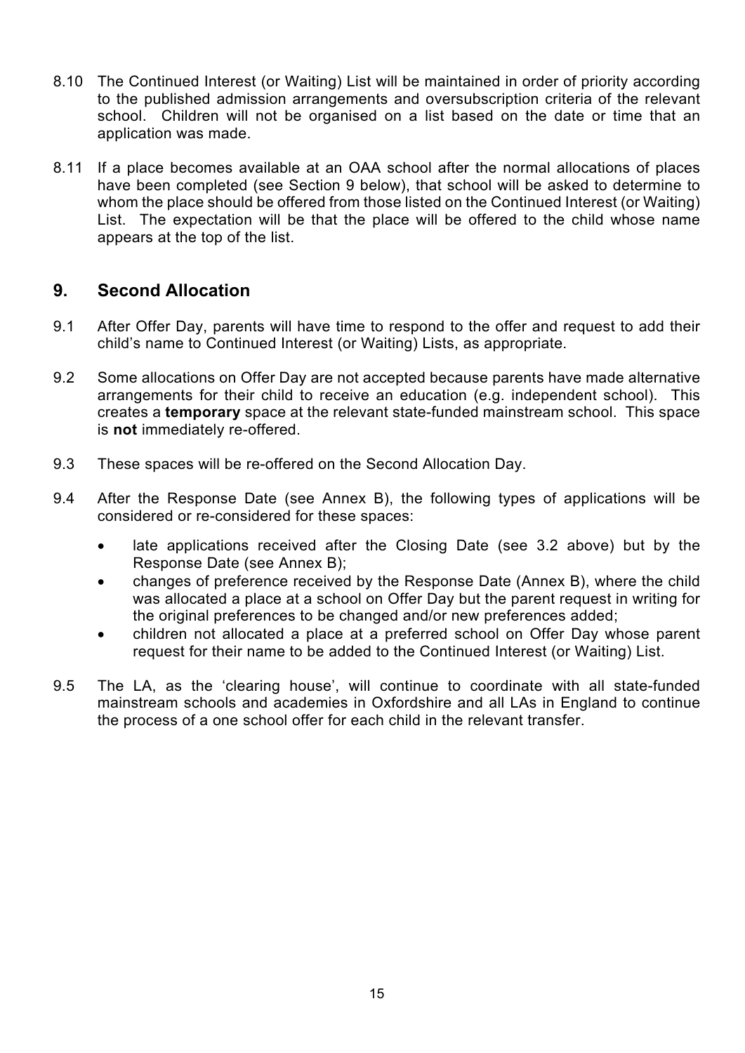8.10 The Continued Interest (or Waiting) List will be maintained in order of priority according to the published admission arrangements and oversubscription criteria of the relevant school. Children will not be organised on a list based on the date or time that an application was made.

8.11 If a place becomes available at an OAA school after the normal allocations of places have been completed (see Section 9 below), that school will be asked to determine to whom the place should be offered from those listed on the Continued Interest (or Waiting) List. The expectation will be that the place will be offered to the child whose name appears at the top of the list.

## 9. Second Allocation

9.1 After Offer Day, parents will have time to respond to the offer and request to add their child's name to Continued Interest (or Waiting) Lists, as appropriate.

9.2 Some allocations on Offer Day are not accepted because parents have made alternative arrangements for their child to receive an education (e.g. independent school). This creates a **temporary** space at the relevant state-funded mainstream school. This space is **not** immediately re-offered.

9.3 These spaces will be re-offered on the Second Allocation Day.

9.4 After the Response Date (see Annex B), the following types of applications will be considered or re-considered for these spaces:

- late applications received after the Closing Date (see 3.2 above) but by the Response Date (see Annex B);
- changes of preference received by the Response Date (Annex B), where the child was allocated a place at a school on Offer Day but the parent request in writing for the original preferences to be changed and/or new preferences added;
- children not allocated a place at a preferred school on Offer Day whose parent request for their name to be added to the Continued Interest (or Waiting) List.

9.5 The LA, as the 'clearing house', will continue to coordinate with all state-funded mainstream schools and academies in Oxfordshire and all LAs in England to continue the process of a one school offer for each child in the relevant transfer.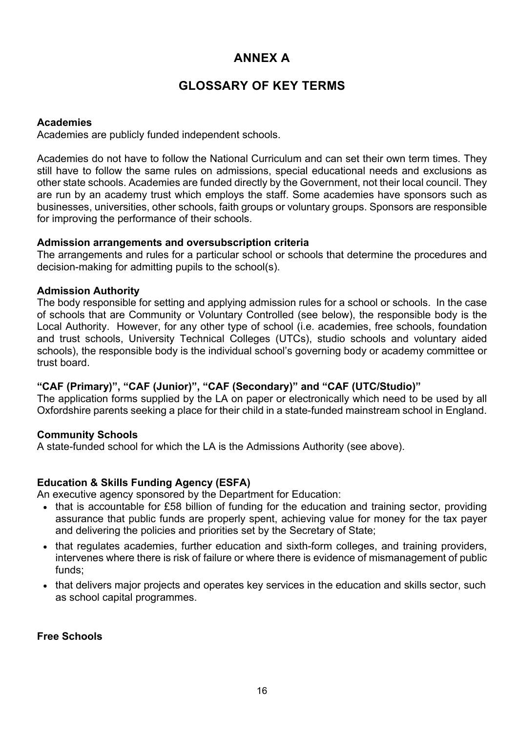# ANNEX A

## GLOSSARY OF KEY TERMS

**Academies**
Academies are publicly funded independent schools.

Academies do not have to follow the National Curriculum and can set their own term times. They still have to follow the same rules on admissions, special educational needs and exclusions as other state schools. Academies are funded directly by the Government, not their local council. They are run by an academy trust which employs the staff. Some academies have sponsors such as businesses, universities, other schools, faith groups or voluntary groups. Sponsors are responsible for improving the performance of their schools.

**Admission arrangements and oversubscription criteria**
The arrangements and rules for a particular school or schools that determine the procedures and decision-making for admitting pupils to the school(s).

**Admission Authority**
The body responsible for setting and applying admission rules for a school or schools. In the case of schools that are Community or Voluntary Controlled (see below), the responsible body is the Local Authority. However, for any other type of school (i.e. academies, free schools, foundation and trust schools, University Technical Colleges (UTCs), studio schools and voluntary aided schools), the responsible body is the individual school's governing body or academy committee or trust board.

**"CAF (Primary)", "CAF (Junior)", "CAF (Secondary)" and "CAF (UTC/Studio)"**
The application forms supplied by the LA on paper or electronically which need to be used by all Oxfordshire parents seeking a place for their child in a state-funded mainstream school in England.

**Community Schools**
A state-funded school for which the LA is the Admissions Authority (see above).

**Education & Skills Funding Agency (ESFA)**
An executive agency sponsored by the Department for Education:

- that is accountable for £58 billion of funding for the education and training sector, providing assurance that public funds are properly spent, achieving value for money for the tax payer and delivering the policies and priorities set by the Secretary of State;
- that regulates academies, further education and sixth-form colleges, and training providers, intervenes where there is risk of failure or where there is evidence of mismanagement of public funds;
- that delivers major projects and operates key services in the education and skills sector, such as school capital programmes.

**Free Schools**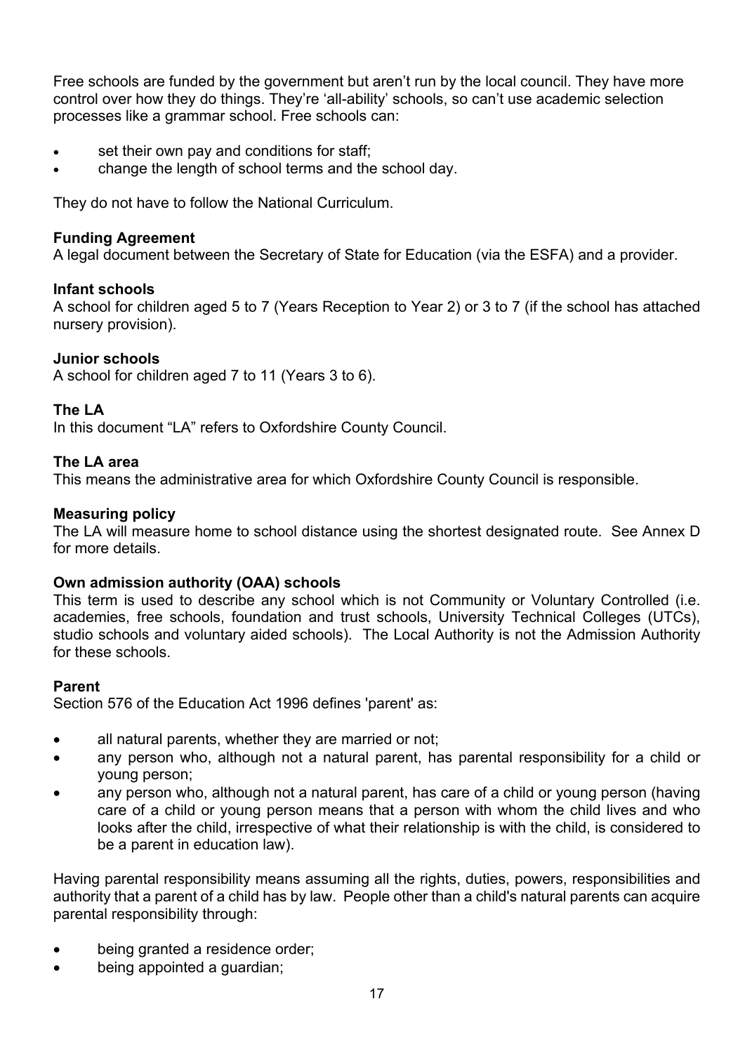Free schools are funded by the government but aren't run by the local council. They have more control over how they do things. They're 'all-ability' schools, so can't use academic selection processes like a grammar school. Free schools can:

- set their own pay and conditions for staff;
- change the length of school terms and the school day.

They do not have to follow the National Curriculum.

**Funding Agreement**
A legal document between the Secretary of State for Education (via the ESFA) and a provider.

**Infant schools**
A school for children aged 5 to 7 (Years Reception to Year 2) or 3 to 7 (if the school has attached nursery provision).

**Junior schools**
A school for children aged 7 to 11 (Years 3 to 6).

**The LA**
In this document "LA" refers to Oxfordshire County Council.

**The LA area**
This means the administrative area for which Oxfordshire County Council is responsible.

**Measuring policy**
The LA will measure home to school distance using the shortest designated route. See Annex D for more details.

**Own admission authority (OAA) schools**
This term is used to describe any school which is not Community or Voluntary Controlled (i.e. academies, free schools, foundation and trust schools, University Technical Colleges (UTCs), studio schools and voluntary aided schools). The Local Authority is not the Admission Authority for these schools.

**Parent**
Section 576 of the Education Act 1996 defines 'parent' as:

- all natural parents, whether they are married or not;
- any person who, although not a natural parent, has parental responsibility for a child or young person;
- any person who, although not a natural parent, has care of a child or young person (having care of a child or young person means that a person with whom the child lives and who looks after the child, irrespective of what their relationship is with the child, is considered to be a parent in education law).

Having parental responsibility means assuming all the rights, duties, powers, responsibilities and authority that a parent of a child has by law. People other than a child's natural parents can acquire parental responsibility through:

- being granted a residence order;
- being appointed a guardian;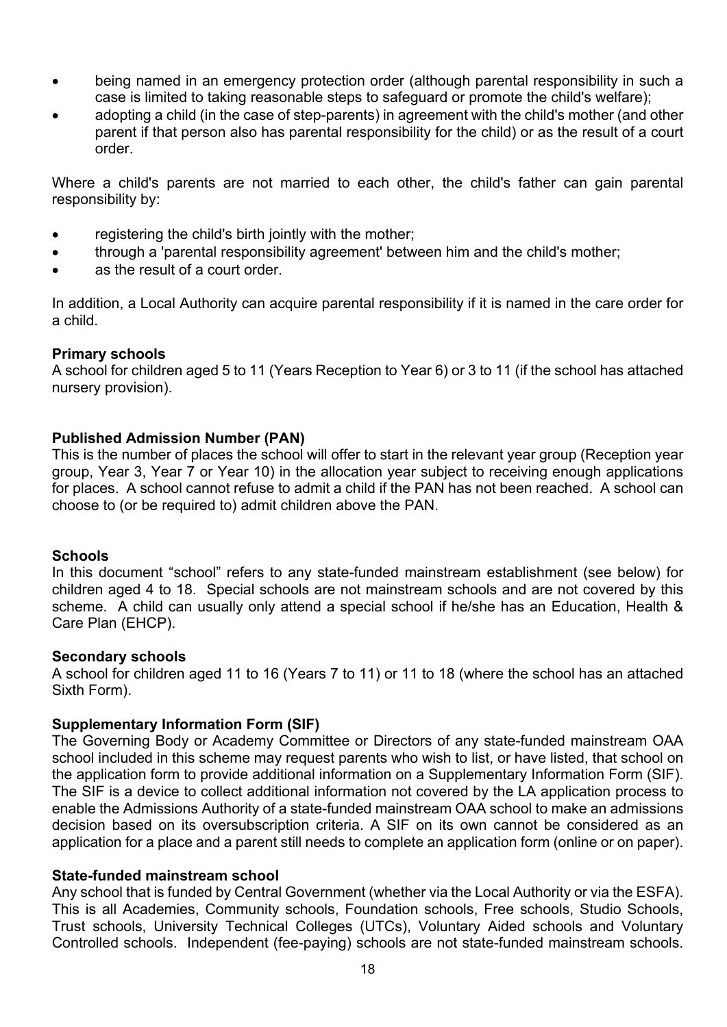- being named in an emergency protection order (although parental responsibility in such a case is limited to taking reasonable steps to safeguard or promote the child's welfare);
- adopting a child (in the case of step-parents) in agreement with the child's mother (and other parent if that person also has parental responsibility for the child) or as the result of a court order.

Where a child's parents are not married to each other, the child's father can gain parental responsibility by:

- registering the child's birth jointly with the mother;
- through a 'parental responsibility agreement' between him and the child's mother;
- as the result of a court order.

In addition, a Local Authority can acquire parental responsibility if it is named in the care order for a child.

**Primary schools**

A school for children aged 5 to 11 (Years Reception to Year 6) or 3 to 11 (if the school has attached nursery provision).

**Published Admission Number (PAN)**

This is the number of places the school will offer to start in the relevant year group (Reception year group, Year 3, Year 7 or Year 10) in the allocation year subject to receiving enough applications for places. A school cannot refuse to admit a child if the PAN has not been reached. A school can choose to (or be required to) admit children above the PAN.

**Schools**

In this document "school" refers to any state-funded mainstream establishment (see below) for children aged 4 to 18. Special schools are not mainstream schools and are not covered by this scheme. A child can usually only attend a special school if he/she has an Education, Health & Care Plan (EHCP).

**Secondary schools**

A school for children aged 11 to 16 (Years 7 to 11) or 11 to 18 (where the school has an attached Sixth Form).

**Supplementary Information Form (SIF)**

The Governing Body or Academy Committee or Directors of any state-funded mainstream OAA school included in this scheme may request parents who wish to list, or have listed, that school on the application form to provide additional information on a Supplementary Information Form (SIF). The SIF is a device to collect additional information not covered by the LA application process to enable the Admissions Authority of a state-funded mainstream OAA school to make an admissions decision based on its oversubscription criteria. A SIF on its own cannot be considered as an application for a place and a parent still needs to complete an application form (online or on paper).

**State-funded mainstream school**

Any school that is funded by Central Government (whether via the Local Authority or via the ESFA). This is all Academies, Community schools, Foundation schools, Free schools, Studio Schools, Trust schools, University Technical Colleges (UTCs), Voluntary Aided schools and Voluntary Controlled schools. Independent (fee-paying) schools are not state-funded mainstream schools.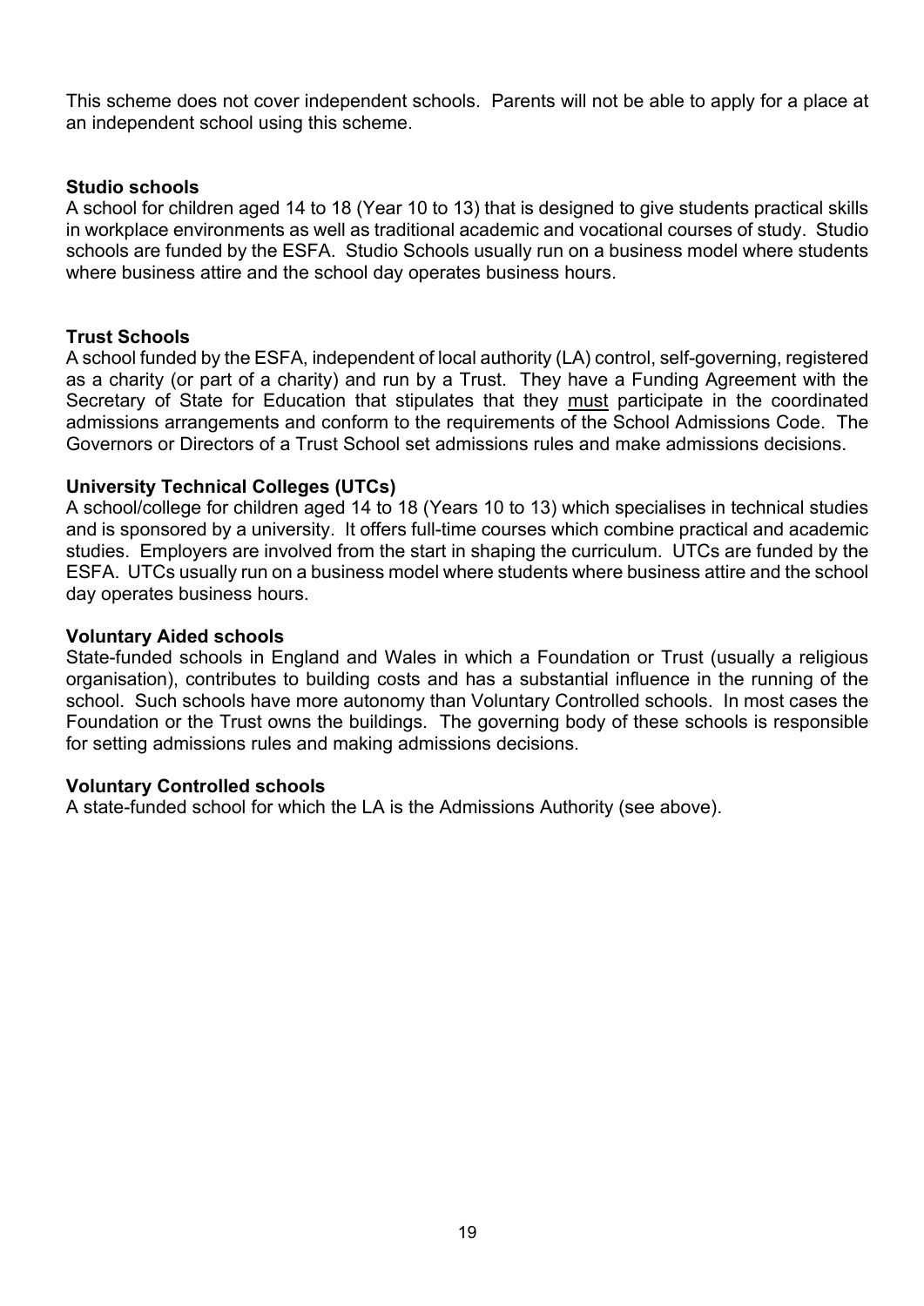This scheme does not cover independent schools. Parents will not be able to apply for a place at an independent school using this scheme.

**Studio schools**
A school for children aged 14 to 18 (Year 10 to 13) that is designed to give students practical skills in workplace environments as well as traditional academic and vocational courses of study. Studio schools are funded by the ESFA. Studio Schools usually run on a business model where students where business attire and the school day operates business hours.

**Trust Schools**
A school funded by the ESFA, independent of local authority (LA) control, self-governing, registered as a charity (or part of a charity) and run by a Trust. They have a Funding Agreement with the Secretary of State for Education that stipulates that they must participate in the coordinated admissions arrangements and conform to the requirements of the School Admissions Code. The Governors or Directors of a Trust School set admissions rules and make admissions decisions.

**University Technical Colleges (UTCs)**
A school/college for children aged 14 to 18 (Years 10 to 13) which specialises in technical studies and is sponsored by a university. It offers full-time courses which combine practical and academic studies. Employers are involved from the start in shaping the curriculum. UTCs are funded by the ESFA. UTCs usually run on a business model where students where business attire and the school day operates business hours.

**Voluntary Aided schools**
State-funded schools in England and Wales in which a Foundation or Trust (usually a religious organisation), contributes to building costs and has a substantial influence in the running of the school. Such schools have more autonomy than Voluntary Controlled schools. In most cases the Foundation or the Trust owns the buildings. The governing body of these schools is responsible for setting admissions rules and making admissions decisions.

**Voluntary Controlled schools**
A state-funded school for which the LA is the Admissions Authority (see above).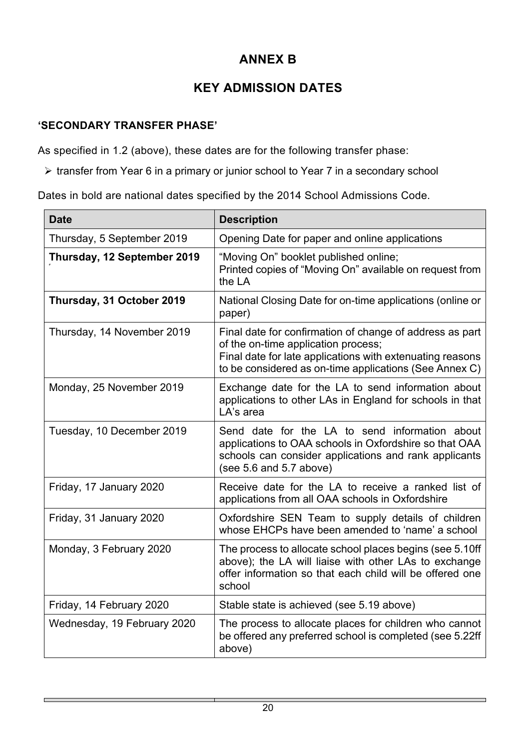# ANNEX B

## KEY ADMISSION DATES

**'SECONDARY TRANSFER PHASE'**

As specified in 1.2 (above), these dates are for the following transfer phase:

- transfer from Year 6 in a primary or junior school to Year 7 in a secondary school

Dates in bold are national dates specified by the 2014 School Admissions Code.

| Date | Description |
|---|---|
| Thursday, 5 September 2019 | Opening Date for paper and online applications |
| **Thursday, 12 September 2019** | "Moving On" booklet published online;<br>Printed copies of "Moving On" available on request from the LA |
| **Thursday, 31 October 2019** | National Closing Date for on-time applications (online or paper) |
| Thursday, 14 November 2019 | Final date for confirmation of change of address as part of the on-time application process;<br>Final date for late applications with extenuating reasons to be considered as on-time applications (See Annex C) |
| Monday, 25 November 2019 | Exchange date for the LA to send information about applications to other LAs in England for schools in that LA's area |
| Tuesday, 10 December 2019 | Send date for the LA to send information about applications to OAA schools in Oxfordshire so that OAA schools can consider applications and rank applicants (see 5.6 and 5.7 above) |
| Friday, 17 January 2020 | Receive date for the LA to receive a ranked list of applications from all OAA schools in Oxfordshire |
| Friday, 31 January 2020 | Oxfordshire SEN Team to supply details of children whose EHCPs have been amended to 'name' a school |
| Monday, 3 February 2020 | The process to allocate school places begins (see 5.10ff above); the LA will liaise with other LAs to exchange offer information so that each child will be offered one school |
| Friday, 14 February 2020 | Stable state is achieved (see 5.19 above) |
| Wednesday, 19 February 2020 | The process to allocate places for children who cannot be offered any preferred school is completed (see 5.22ff above) |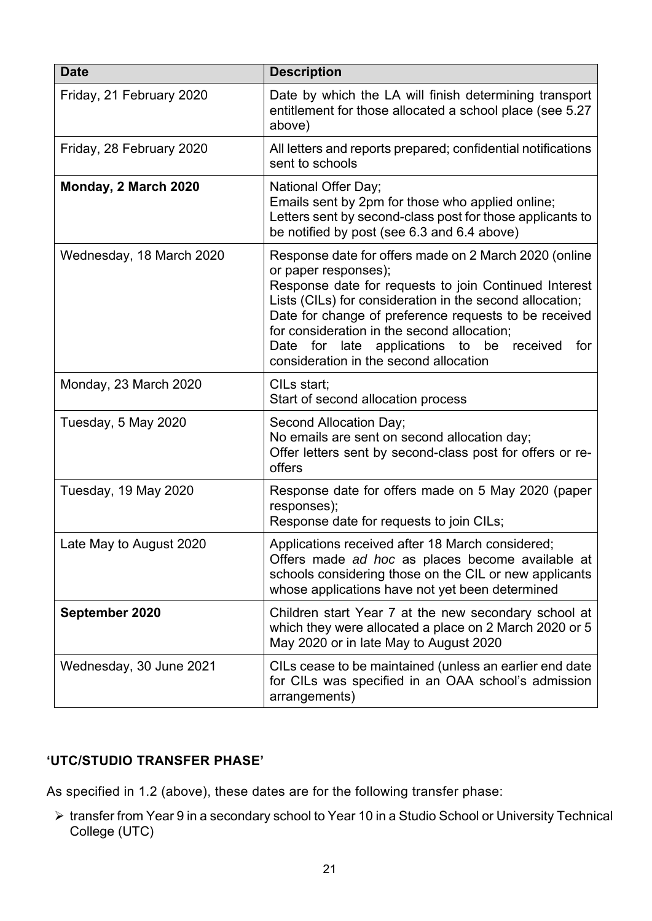| Date | Description |
| --- | --- |
| Friday, 21 February 2020 | Date by which the LA will finish determining transport entitlement for those allocated a school place (see 5.27 above) |
| Friday, 28 February 2020 | All letters and reports prepared; confidential notifications sent to schools |
| **Monday, 2 March 2020** | National Offer Day;<br>Emails sent by 2pm for those who applied online;<br>Letters sent by second-class post for those applicants to be notified by post (see 6.3 and 6.4 above) |
| Wednesday, 18 March 2020 | Response date for offers made on 2 March 2020 (online or paper responses);<br>Response date for requests to join Continued Interest Lists (CILs) for consideration in the second allocation;<br>Date for change of preference requests to be received for consideration in the second allocation;<br>Date for late applications to be received for consideration in the second allocation |
| Monday, 23 March 2020 | CILs start;<br>Start of second allocation process |
| Tuesday, 5 May 2020 | Second Allocation Day;<br>No emails are sent on second allocation day;<br>Offer letters sent by second-class post for offers or re-offers |
| Tuesday, 19 May 2020 | Response date for offers made on 5 May 2020 (paper responses);<br>Response date for requests to join CILs; |
| Late May to August 2020 | Applications received after 18 March considered;<br>Offers made *ad hoc* as places become available at schools considering those on the CIL or new applicants whose applications have not yet been determined |
| **September 2020** | Children start Year 7 at the new secondary school at which they were allocated a place on 2 March 2020 or 5 May 2020 or in late May to August 2020 |
| Wednesday, 30 June 2021 | CILs cease to be maintained (unless an earlier end date for CILs was specified in an OAA school's admission arrangements) |

**'UTC/STUDIO TRANSFER PHASE'**

As specified in 1.2 (above), these dates are for the following transfer phase:

- transfer from Year 9 in a secondary school to Year 10 in a Studio School or University Technical College (UTC)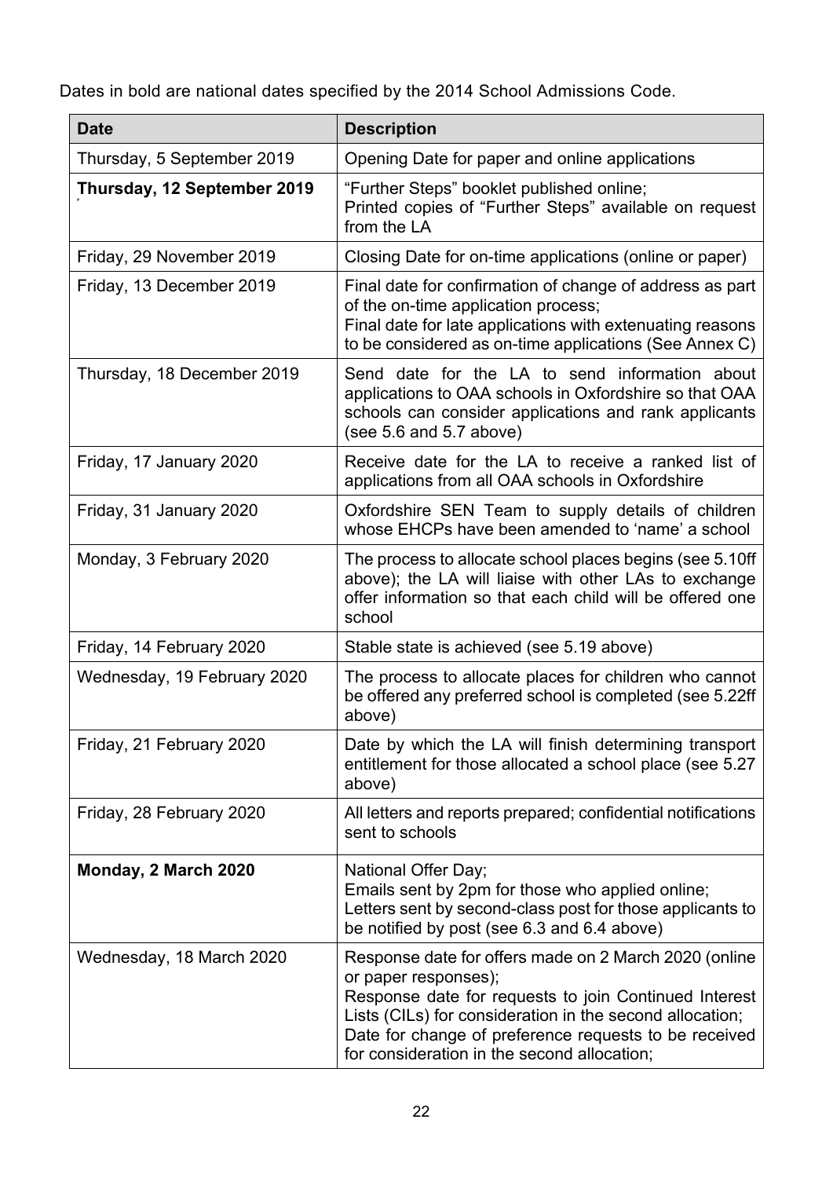Dates in bold are national dates specified by the 2014 School Admissions Code.

| Date | Description |
| --- | --- |
| Thursday, 5 September 2019 | Opening Date for paper and online applications |
| **Thursday, 12 September 2019** | "Further Steps" booklet published online; Printed copies of "Further Steps" available on request from the LA |
| Friday, 29 November 2019 | Closing Date for on-time applications (online or paper) |
| Friday, 13 December 2019 | Final date for confirmation of change of address as part of the on-time application process; Final date for late applications with extenuating reasons to be considered as on-time applications (See Annex C) |
| Thursday, 18 December 2019 | Send date for the LA to send information about applications to OAA schools in Oxfordshire so that OAA schools can consider applications and rank applicants (see 5.6 and 5.7 above) |
| Friday, 17 January 2020 | Receive date for the LA to receive a ranked list of applications from all OAA schools in Oxfordshire |
| Friday, 31 January 2020 | Oxfordshire SEN Team to supply details of children whose EHCPs have been amended to 'name' a school |
| Monday, 3 February 2020 | The process to allocate school places begins (see 5.10ff above); the LA will liaise with other LAs to exchange offer information so that each child will be offered one school |
| Friday, 14 February 2020 | Stable state is achieved (see 5.19 above) |
| Wednesday, 19 February 2020 | The process to allocate places for children who cannot be offered any preferred school is completed (see 5.22ff above) |
| Friday, 21 February 2020 | Date by which the LA will finish determining transport entitlement for those allocated a school place (see 5.27 above) |
| Friday, 28 February 2020 | All letters and reports prepared; confidential notifications sent to schools |
| **Monday, 2 March 2020** | National Offer Day; Emails sent by 2pm for those who applied online; Letters sent by second-class post for those applicants to be notified by post (see 6.3 and 6.4 above) |
| Wednesday, 18 March 2020 | Response date for offers made on 2 March 2020 (online or paper responses); Response date for requests to join Continued Interest Lists (CILs) for consideration in the second allocation; Date for change of preference requests to be received for consideration in the second allocation; |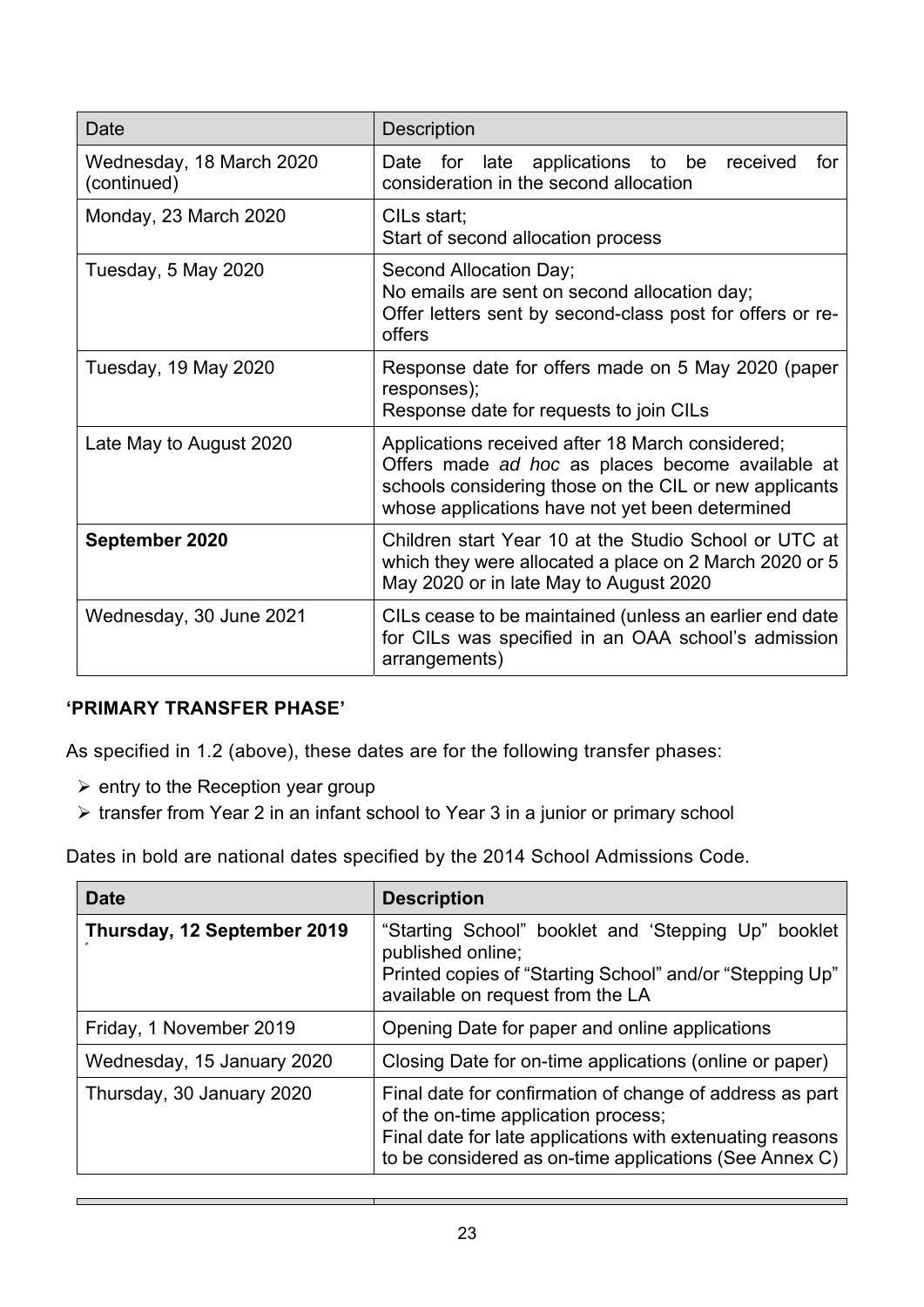| Date | Description |
| --- | --- |
| Wednesday, 18 March 2020 (continued) | Date for late applications to be received for consideration in the second allocation |
| Monday, 23 March 2020 | CILs start;<br>Start of second allocation process |
| Tuesday, 5 May 2020 | Second Allocation Day;<br>No emails are sent on second allocation day;<br>Offer letters sent by second-class post for offers or re-offers |
| Tuesday, 19 May 2020 | Response date for offers made on 5 May 2020 (paper responses);<br>Response date for requests to join CILs |
| Late May to August 2020 | Applications received after 18 March considered;<br>Offers made *ad hoc* as places become available at schools considering those on the CIL or new applicants whose applications have not yet been determined |
| **September 2020** | Children start Year 10 at the Studio School or UTC at which they were allocated a place on 2 March 2020 or 5 May 2020 or in late May to August 2020 |
| Wednesday, 30 June 2021 | CILs cease to be maintained (unless an earlier end date for CILs was specified in an OAA school's admission arrangements) |

**'PRIMARY TRANSFER PHASE'**

As specified in 1.2 (above), these dates are for the following transfer phases:

- entry to the Reception year group
- transfer from Year 2 in an infant school to Year 3 in a junior or primary school

Dates in bold are national dates specified by the 2014 School Admissions Code.

| **Date** | **Description** |
| --- | --- |
| **Thursday, 12 September 2019** | "Starting School" booklet and 'Stepping Up" booklet published online;<br>Printed copies of "Starting School" and/or "Stepping Up" available on request from the LA |
| Friday, 1 November 2019 | Opening Date for paper and online applications |
| Wednesday, 15 January 2020 | Closing Date for on-time applications (online or paper) |
| Thursday, 30 January 2020 | Final date for confirmation of change of address as part of the on-time application process;<br>Final date for late applications with extenuating reasons to be considered as on-time applications (See Annex C) |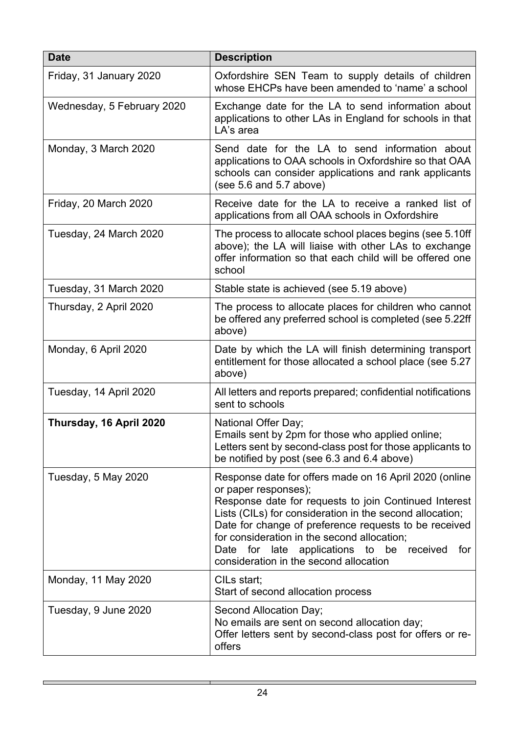| Date | Description |
| --- | --- |
| Friday, 31 January 2020 | Oxfordshire SEN Team to supply details of children whose EHCPs have been amended to 'name' a school |
| Wednesday, 5 February 2020 | Exchange date for the LA to send information about applications to other LAs in England for schools in that LA's area |
| Monday, 3 March 2020 | Send date for the LA to send information about applications to OAA schools in Oxfordshire so that OAA schools can consider applications and rank applicants (see 5.6 and 5.7 above) |
| Friday, 20 March 2020 | Receive date for the LA to receive a ranked list of applications from all OAA schools in Oxfordshire |
| Tuesday, 24 March 2020 | The process to allocate school places begins (see 5.10ff above); the LA will liaise with other LAs to exchange offer information so that each child will be offered one school |
| Tuesday, 31 March 2020 | Stable state is achieved (see 5.19 above) |
| Thursday, 2 April 2020 | The process to allocate places for children who cannot be offered any preferred school is completed (see 5.22ff above) |
| Monday, 6 April 2020 | Date by which the LA will finish determining transport entitlement for those allocated a school place (see 5.27 above) |
| Tuesday, 14 April 2020 | All letters and reports prepared; confidential notifications sent to schools |
| **Thursday, 16 April 2020** | National Offer Day;<br>Emails sent by 2pm for those who applied online;<br>Letters sent by second-class post for those applicants to be notified by post (see 6.3 and 6.4 above) |
| Tuesday, 5 May 2020 | Response date for offers made on 16 April 2020 (online or paper responses);<br>Response date for requests to join Continued Interest Lists (CILs) for consideration in the second allocation;<br>Date for change of preference requests to be received for consideration in the second allocation;<br>Date for late applications to be received for consideration in the second allocation |
| Monday, 11 May 2020 | CILs start;<br>Start of second allocation process |
| Tuesday, 9 June 2020 | Second Allocation Day;<br>No emails are sent on second allocation day;<br>Offer letters sent by second-class post for offers or re-offers |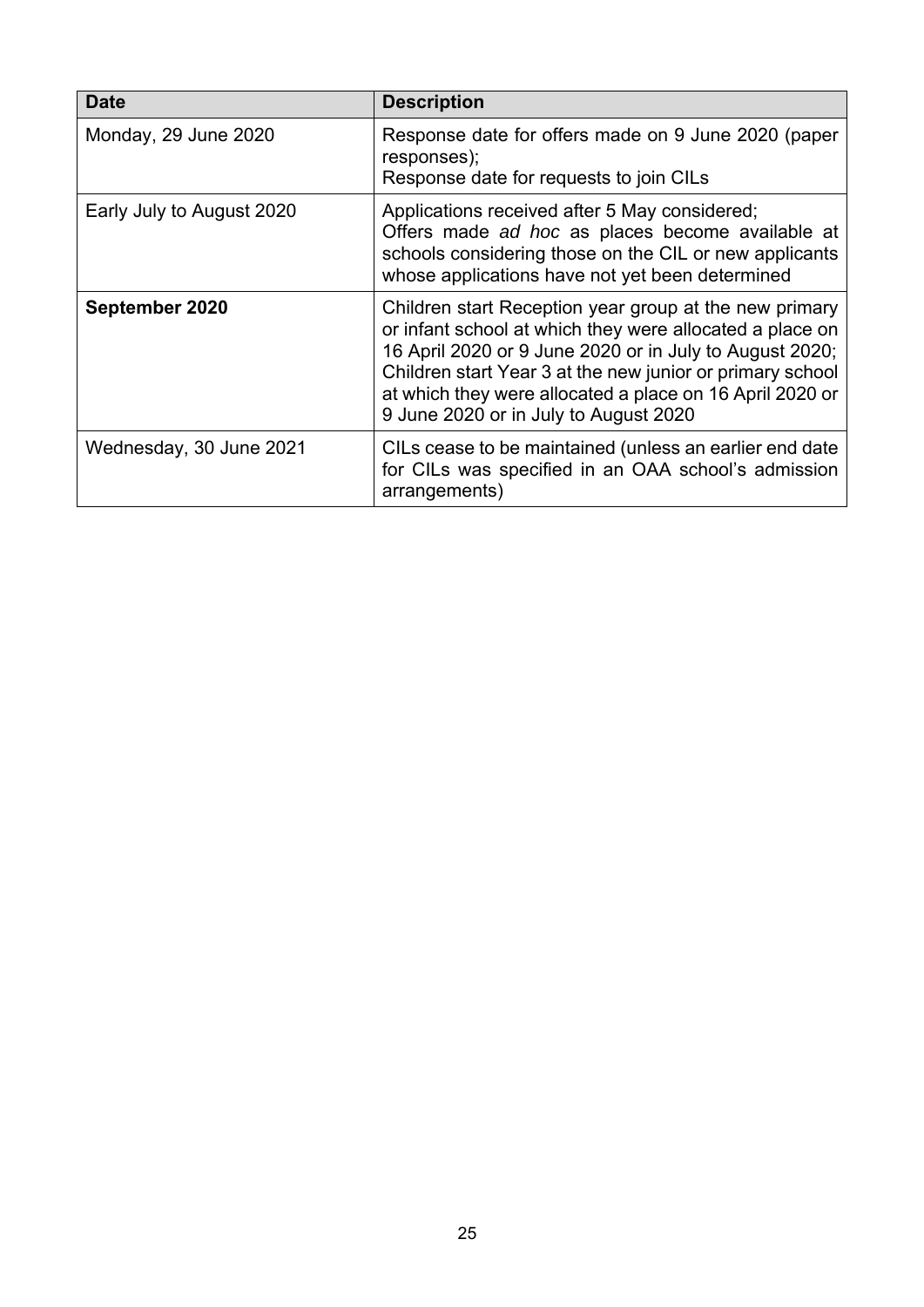| Date | Description |
| --- | --- |
| Monday, 29 June 2020 | Response date for offers made on 9 June 2020 (paper responses);<br>Response date for requests to join CILs |
| Early July to August 2020 | Applications received after 5 May considered;<br>Offers made *ad hoc* as places become available at schools considering those on the CIL or new applicants whose applications have not yet been determined |
| **September 2020** | Children start Reception year group at the new primary or infant school at which they were allocated a place on 16 April 2020 or 9 June 2020 or in July to August 2020;<br>Children start Year 3 at the new junior or primary school at which they were allocated a place on 16 April 2020 or 9 June 2020 or in July to August 2020 |
| Wednesday, 30 June 2021 | CILs cease to be maintained (unless an earlier end date for CILs was specified in an OAA school's admission arrangements) |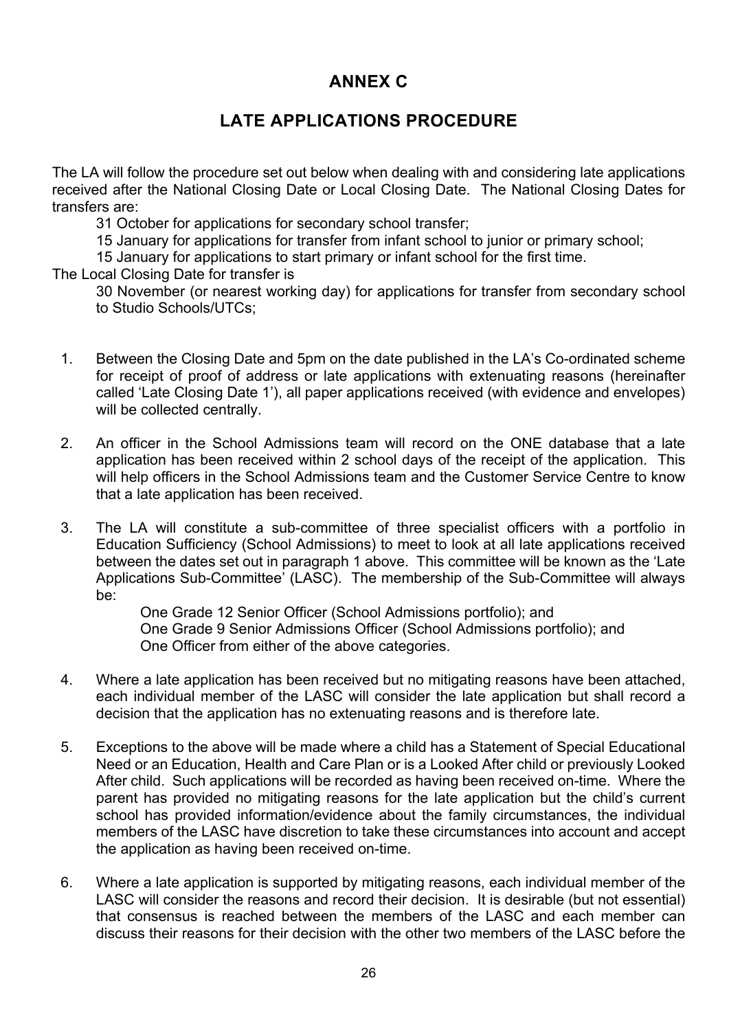# ANNEX C

## LATE APPLICATIONS PROCEDURE

The LA will follow the procedure set out below when dealing with and considering late applications received after the National Closing Date or Local Closing Date. The National Closing Dates for transfers are:

31 October for applications for secondary school transfer;
15 January for applications for transfer from infant school to junior or primary school;
15 January for applications to start primary or infant school for the first time.

The Local Closing Date for transfer is

30 November (or nearest working day) for applications for transfer from secondary school to Studio Schools/UTCs;

1. Between the Closing Date and 5pm on the date published in the LA's Co-ordinated scheme for receipt of proof of address or late applications with extenuating reasons (hereinafter called 'Late Closing Date 1'), all paper applications received (with evidence and envelopes) will be collected centrally.

2. An officer in the School Admissions team will record on the ONE database that a late application has been received within 2 school days of the receipt of the application. This will help officers in the School Admissions team and the Customer Service Centre to know that a late application has been received.

3. The LA will constitute a sub-committee of three specialist officers with a portfolio in Education Sufficiency (School Admissions) to meet to look at all late applications received between the dates set out in paragraph 1 above. This committee will be known as the 'Late Applications Sub-Committee' (LASC). The membership of the Sub-Committee will always be:

   One Grade 12 Senior Officer (School Admissions portfolio); and
   One Grade 9 Senior Admissions Officer (School Admissions portfolio); and
   One Officer from either of the above categories.

4. Where a late application has been received but no mitigating reasons have been attached, each individual member of the LASC will consider the late application but shall record a decision that the application has no extenuating reasons and is therefore late.

5. Exceptions to the above will be made where a child has a Statement of Special Educational Need or an Education, Health and Care Plan or is a Looked After child or previously Looked After child. Such applications will be recorded as having been received on-time. Where the parent has provided no mitigating reasons for the late application but the child's current school has provided information/evidence about the family circumstances, the individual members of the LASC have discretion to take these circumstances into account and accept the application as having been received on-time.

6. Where a late application is supported by mitigating reasons, each individual member of the LASC will consider the reasons and record their decision. It is desirable (but not essential) that consensus is reached between the members of the LASC and each member can discuss their reasons for their decision with the other two members of the LASC before the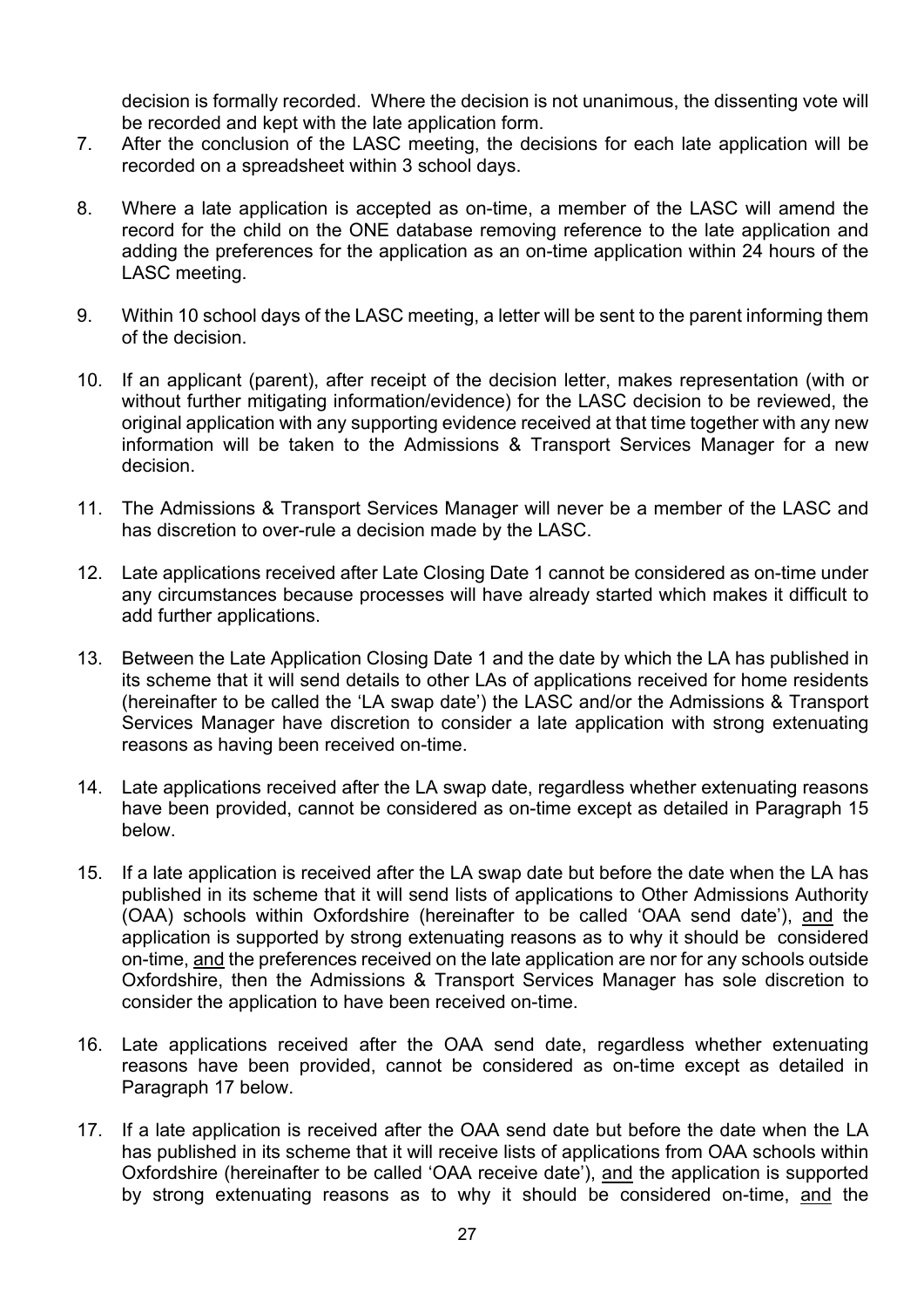decision is formally recorded. Where the decision is not unanimous, the dissenting vote will be recorded and kept with the late application form.

7. After the conclusion of the LASC meeting, the decisions for each late application will be recorded on a spreadsheet within 3 school days.

8. Where a late application is accepted as on-time, a member of the LASC will amend the record for the child on the ONE database removing reference to the late application and adding the preferences for the application as an on-time application within 24 hours of the LASC meeting.

9. Within 10 school days of the LASC meeting, a letter will be sent to the parent informing them of the decision.

10. If an applicant (parent), after receipt of the decision letter, makes representation (with or without further mitigating information/evidence) for the LASC decision to be reviewed, the original application with any supporting evidence received at that time together with any new information will be taken to the Admissions & Transport Services Manager for a new decision.

11. The Admissions & Transport Services Manager will never be a member of the LASC and has discretion to over-rule a decision made by the LASC.

12. Late applications received after Late Closing Date 1 cannot be considered as on-time under any circumstances because processes will have already started which makes it difficult to add further applications.

13. Between the Late Application Closing Date 1 and the date by which the LA has published in its scheme that it will send details to other LAs of applications received for home residents (hereinafter to be called the 'LA swap date') the LASC and/or the Admissions & Transport Services Manager have discretion to consider a late application with strong extenuating reasons as having been received on-time.

14. Late applications received after the LA swap date, regardless whether extenuating reasons have been provided, cannot be considered as on-time except as detailed in Paragraph 15 below.

15. If a late application is received after the LA swap date but before the date when the LA has published in its scheme that it will send lists of applications to Other Admissions Authority (OAA) schools within Oxfordshire (hereinafter to be called 'OAA send date'), and the application is supported by strong extenuating reasons as to why it should be considered on-time, and the preferences received on the late application are nor for any schools outside Oxfordshire, then the Admissions & Transport Services Manager has sole discretion to consider the application to have been received on-time.

16. Late applications received after the OAA send date, regardless whether extenuating reasons have been provided, cannot be considered as on-time except as detailed in Paragraph 17 below.

17. If a late application is received after the OAA send date but before the date when the LA has published in its scheme that it will receive lists of applications from OAA schools within Oxfordshire (hereinafter to be called 'OAA receive date'), and the application is supported by strong extenuating reasons as to why it should be considered on-time, and the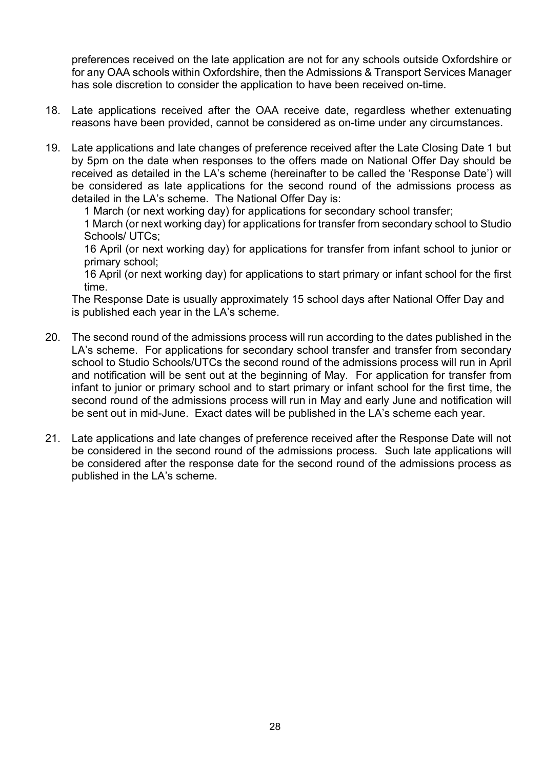preferences received on the late application are not for any schools outside Oxfordshire or for any OAA schools within Oxfordshire, then the Admissions & Transport Services Manager has sole discretion to consider the application to have been received on-time.

18. Late applications received after the OAA receive date, regardless whether extenuating reasons have been provided, cannot be considered as on-time under any circumstances.

19. Late applications and late changes of preference received after the Late Closing Date 1 but by 5pm on the date when responses to the offers made on National Offer Day should be received as detailed in the LA's scheme (hereinafter to be called the 'Response Date') will be considered as late applications for the second round of the admissions process as detailed in the LA's scheme. The National Offer Day is:

    1 March (or next working day) for applications for secondary school transfer;

    1 March (or next working day) for applications for transfer from secondary school to Studio Schools/ UTCs;

    16 April (or next working day) for applications for transfer from infant school to junior or primary school;

    16 April (or next working day) for applications to start primary or infant school for the first time.

    The Response Date is usually approximately 15 school days after National Offer Day and is published each year in the LA's scheme.

20. The second round of the admissions process will run according to the dates published in the LA's scheme. For applications for secondary school transfer and transfer from secondary school to Studio Schools/UTCs the second round of the admissions process will run in April and notification will be sent out at the beginning of May. For application for transfer from infant to junior or primary school and to start primary or infant school for the first time, the second round of the admissions process will run in May and early June and notification will be sent out in mid-June. Exact dates will be published in the LA's scheme each year.

21. Late applications and late changes of preference received after the Response Date will not be considered in the second round of the admissions process. Such late applications will be considered after the response date for the second round of the admissions process as published in the LA's scheme.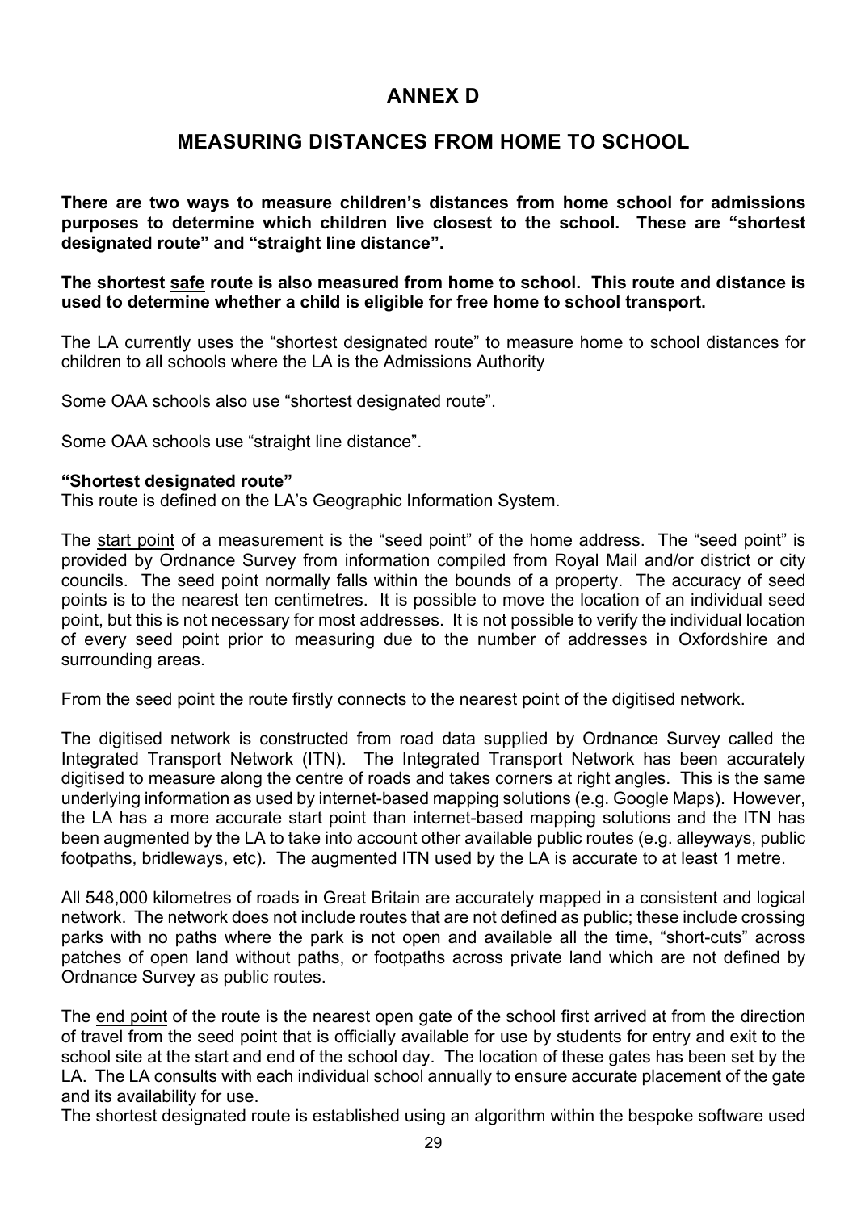# ANNEX D

## MEASURING DISTANCES FROM HOME TO SCHOOL

**There are two ways to measure children's distances from home school for admissions purposes to determine which children live closest to the school. These are "shortest designated route" and "straight line distance".**

**The shortest safe route is also measured from home to school. This route and distance is used to determine whether a child is eligible for free home to school transport.**

The LA currently uses the "shortest designated route" to measure home to school distances for children to all schools where the LA is the Admissions Authority

Some OAA schools also use "shortest designated route".

Some OAA schools use "straight line distance".

**"Shortest designated route"**
This route is defined on the LA's Geographic Information System.

The start point of a measurement is the "seed point" of the home address. The "seed point" is provided by Ordnance Survey from information compiled from Royal Mail and/or district or city councils. The seed point normally falls within the bounds of a property. The accuracy of seed points is to the nearest ten centimetres. It is possible to move the location of an individual seed point, but this is not necessary for most addresses. It is not possible to verify the individual location of every seed point prior to measuring due to the number of addresses in Oxfordshire and surrounding areas.

From the seed point the route firstly connects to the nearest point of the digitised network.

The digitised network is constructed from road data supplied by Ordnance Survey called the Integrated Transport Network (ITN). The Integrated Transport Network has been accurately digitised to measure along the centre of roads and takes corners at right angles. This is the same underlying information as used by internet-based mapping solutions (e.g. Google Maps). However, the LA has a more accurate start point than internet-based mapping solutions and the ITN has been augmented by the LA to take into account other available public routes (e.g. alleyways, public footpaths, bridleways, etc). The augmented ITN used by the LA is accurate to at least 1 metre.

All 548,000 kilometres of roads in Great Britain are accurately mapped in a consistent and logical network. The network does not include routes that are not defined as public; these include crossing parks with no paths where the park is not open and available all the time, "short-cuts" across patches of open land without paths, or footpaths across private land which are not defined by Ordnance Survey as public routes.

The end point of the route is the nearest open gate of the school first arrived at from the direction of travel from the seed point that is officially available for use by students for entry and exit to the school site at the start and end of the school day. The location of these gates has been set by the LA. The LA consults with each individual school annually to ensure accurate placement of the gate and its availability for use.
The shortest designated route is established using an algorithm within the bespoke software used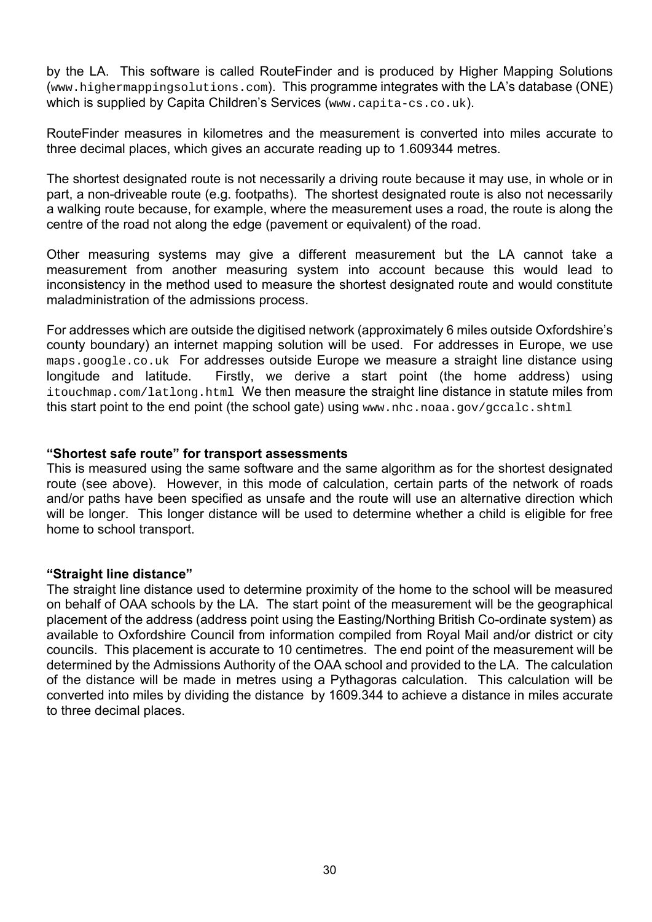by the LA. This software is called RouteFinder and is produced by Higher Mapping Solutions (`www.highermappingsolutions.com`). This programme integrates with the LA's database (ONE) which is supplied by Capita Children's Services (`www.capita-cs.co.uk`).

RouteFinder measures in kilometres and the measurement is converted into miles accurate to three decimal places, which gives an accurate reading up to 1.609344 metres.

The shortest designated route is not necessarily a driving route because it may use, in whole or in part, a non-driveable route (e.g. footpaths). The shortest designated route is also not necessarily a walking route because, for example, where the measurement uses a road, the route is along the centre of the road not along the edge (pavement or equivalent) of the road.

Other measuring systems may give a different measurement but the LA cannot take a measurement from another measuring system into account because this would lead to inconsistency in the method used to measure the shortest designated route and would constitute maladministration of the admissions process.

For addresses which are outside the digitised network (approximately 6 miles outside Oxfordshire's county boundary) an internet mapping solution will be used. For addresses in Europe, we use `maps.google.co.uk` For addresses outside Europe we measure a straight line distance using longitude and latitude. Firstly, we derive a start point (the home address) using `itouchmap.com/latlong.html` We then measure the straight line distance in statute miles from this start point to the end point (the school gate) using `www.nhc.noaa.gov/gccalc.shtml`

**"Shortest safe route" for transport assessments**

This is measured using the same software and the same algorithm as for the shortest designated route (see above). However, in this mode of calculation, certain parts of the network of roads and/or paths have been specified as unsafe and the route will use an alternative direction which will be longer. This longer distance will be used to determine whether a child is eligible for free home to school transport.

**"Straight line distance"**

The straight line distance used to determine proximity of the home to the school will be measured on behalf of OAA schools by the LA. The start point of the measurement will be the geographical placement of the address (address point using the Easting/Northing British Co-ordinate system) as available to Oxfordshire Council from information compiled from Royal Mail and/or district or city councils. This placement is accurate to 10 centimetres. The end point of the measurement will be determined by the Admissions Authority of the OAA school and provided to the LA. The calculation of the distance will be made in metres using a Pythagoras calculation. This calculation will be converted into miles by dividing the distance by 1609.344 to achieve a distance in miles accurate to three decimal places.